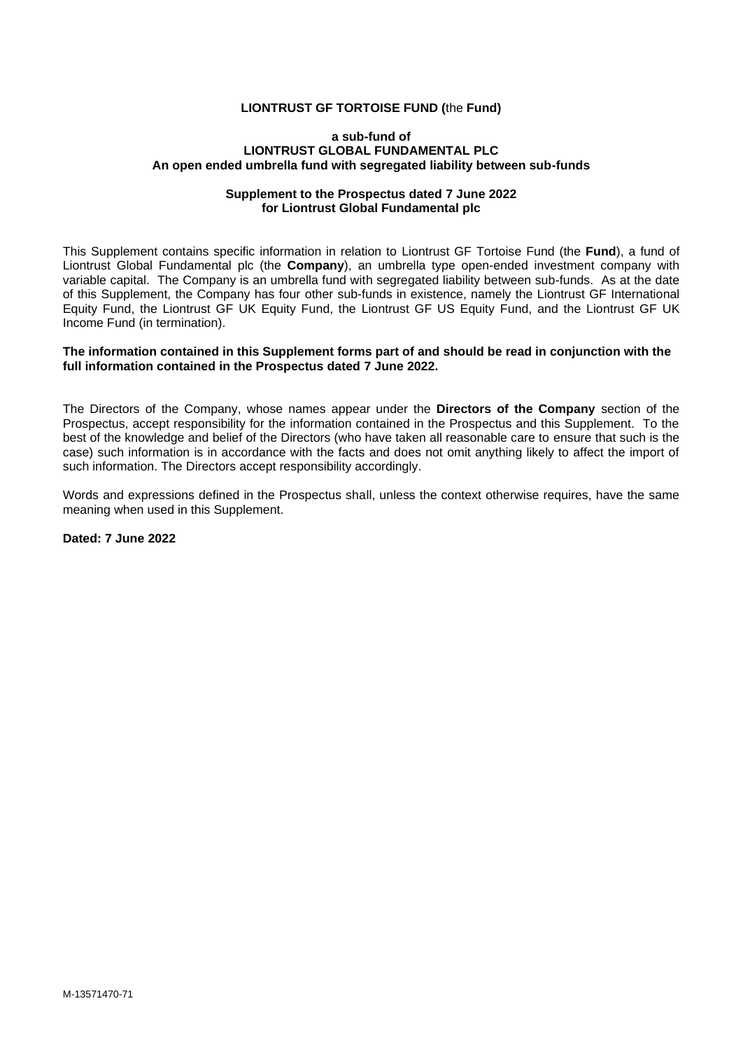**LIONTRUST GF TORTOISE FUND (**the **Fund)**

**a sub-fund of**
**LIONTRUST GLOBAL FUNDAMENTAL PLC**
**An open ended umbrella fund with segregated liability between sub-funds**

**Supplement to the Prospectus dated 7 June 2022**
**for Liontrust Global Fundamental plc**

This Supplement contains specific information in relation to Liontrust GF Tortoise Fund (the **Fund**), a fund of Liontrust Global Fundamental plc (the **Company**), an umbrella type open-ended investment company with variable capital. The Company is an umbrella fund with segregated liability between sub-funds. As at the date of this Supplement, the Company has four other sub-funds in existence, namely the Liontrust GF International Equity Fund, the Liontrust GF UK Equity Fund, the Liontrust GF US Equity Fund, and the Liontrust GF UK Income Fund (in termination).

**The information contained in this Supplement forms part of and should be read in conjunction with the full information contained in the Prospectus dated 7 June 2022.**

The Directors of the Company, whose names appear under the **Directors of the Company** section of the Prospectus, accept responsibility for the information contained in the Prospectus and this Supplement. To the best of the knowledge and belief of the Directors (who have taken all reasonable care to ensure that such is the case) such information is in accordance with the facts and does not omit anything likely to affect the import of such information. The Directors accept responsibility accordingly.

Words and expressions defined in the Prospectus shall, unless the context otherwise requires, have the same meaning when used in this Supplement.

**Dated: 7 June 2022**

M-13571470-71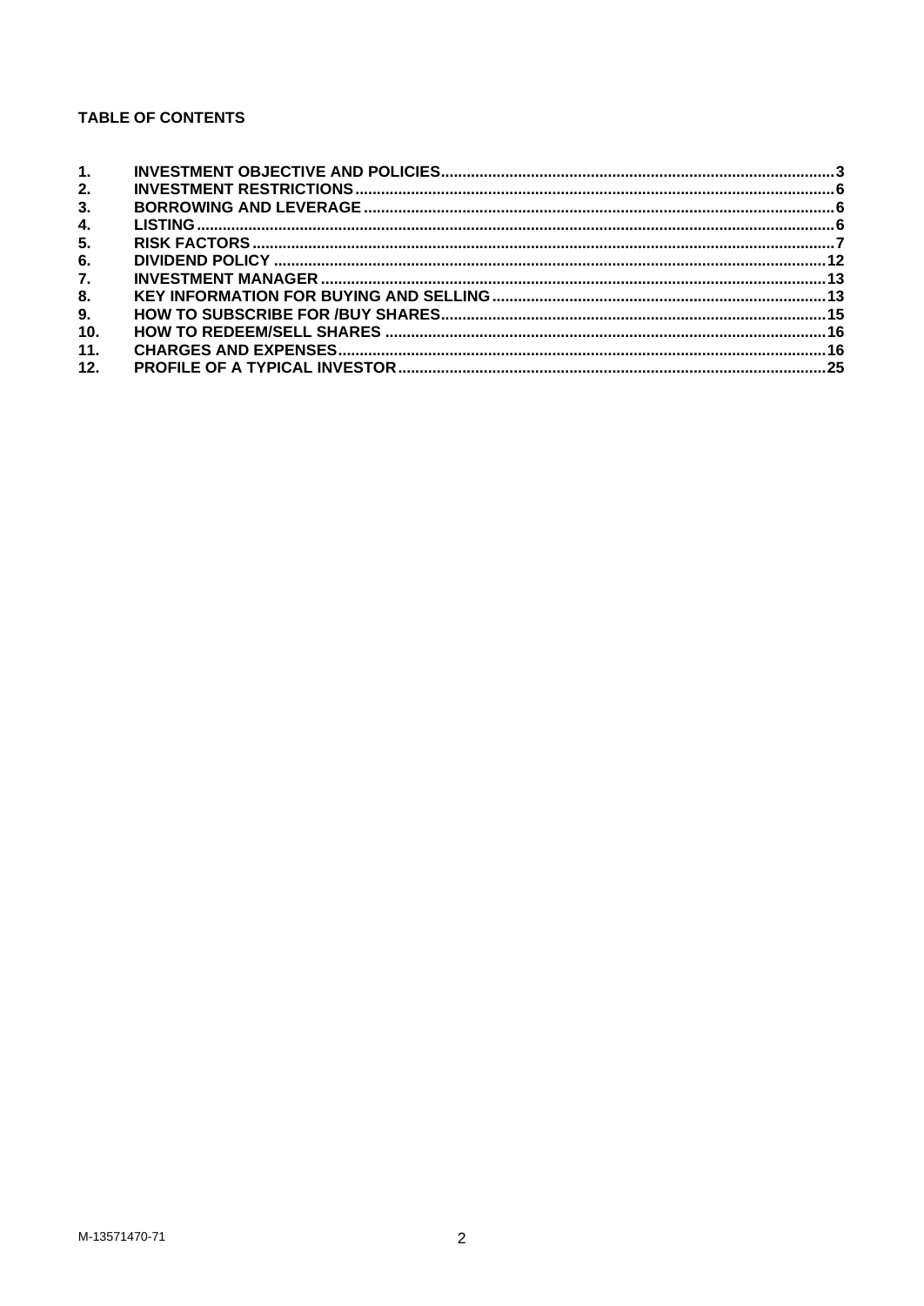**TABLE OF CONTENTS**

| | | |
|---|---|---|
| 1. | INVESTMENT OBJECTIVE AND POLICIES | 3 |
| 2. | INVESTMENT RESTRICTIONS | 6 |
| 3. | BORROWING AND LEVERAGE | 6 |
| 4. | LISTING | 6 |
| 5. | RISK FACTORS | 7 |
| 6. | DIVIDEND POLICY | 12 |
| 7. | INVESTMENT MANAGER | 13 |
| 8. | KEY INFORMATION FOR BUYING AND SELLING | 13 |
| 9. | HOW TO SUBSCRIBE FOR /BUY SHARES | 15 |
| 10. | HOW TO REDEEM/SELL SHARES | 16 |
| 11. | CHARGES AND EXPENSES | 16 |
| 12. | PROFILE OF A TYPICAL INVESTOR | 25 |

M-13571470-71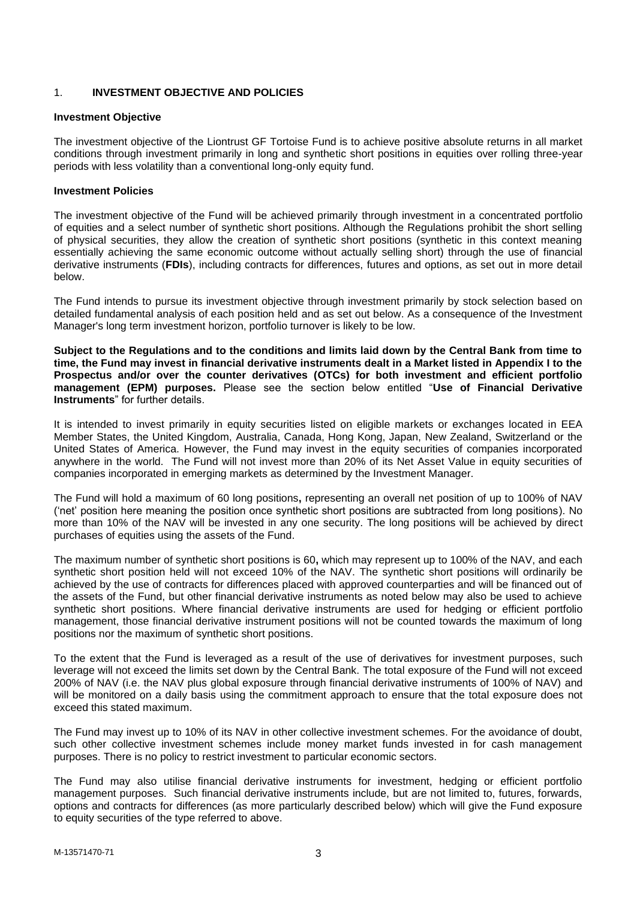## 1. INVESTMENT OBJECTIVE AND POLICIES

### Investment Objective

The investment objective of the Liontrust GF Tortoise Fund is to achieve positive absolute returns in all market conditions through investment primarily in long and synthetic short positions in equities over rolling three-year periods with less volatility than a conventional long-only equity fund.

### Investment Policies

The investment objective of the Fund will be achieved primarily through investment in a concentrated portfolio of equities and a select number of synthetic short positions. Although the Regulations prohibit the short selling of physical securities, they allow the creation of synthetic short positions (synthetic in this context meaning essentially achieving the same economic outcome without actually selling short) through the use of financial derivative instruments (**FDIs**), including contracts for differences, futures and options, as set out in more detail below.

The Fund intends to pursue its investment objective through investment primarily by stock selection based on detailed fundamental analysis of each position held and as set out below. As a consequence of the Investment Manager's long term investment horizon, portfolio turnover is likely to be low.

**Subject to the Regulations and to the conditions and limits laid down by the Central Bank from time to time, the Fund may invest in financial derivative instruments dealt in a Market listed in Appendix I to the Prospectus and/or over the counter derivatives (OTCs) for both investment and efficient portfolio management (EPM) purposes.** Please see the section below entitled "**Use of Financial Derivative Instruments**" for further details.

It is intended to invest primarily in equity securities listed on eligible markets or exchanges located in EEA Member States, the United Kingdom, Australia, Canada, Hong Kong, Japan, New Zealand, Switzerland or the United States of America. However, the Fund may invest in the equity securities of companies incorporated anywhere in the world. The Fund will not invest more than 20% of its Net Asset Value in equity securities of companies incorporated in emerging markets as determined by the Investment Manager.

The Fund will hold a maximum of 60 long positions**,** representing an overall net position of up to 100% of NAV ('net' position here meaning the position once synthetic short positions are subtracted from long positions). No more than 10% of the NAV will be invested in any one security. The long positions will be achieved by direct purchases of equities using the assets of the Fund.

The maximum number of synthetic short positions is 60**,** which may represent up to 100% of the NAV, and each synthetic short position held will not exceed 10% of the NAV. The synthetic short positions will ordinarily be achieved by the use of contracts for differences placed with approved counterparties and will be financed out of the assets of the Fund, but other financial derivative instruments as noted below may also be used to achieve synthetic short positions. Where financial derivative instruments are used for hedging or efficient portfolio management, those financial derivative instrument positions will not be counted towards the maximum of long positions nor the maximum of synthetic short positions.

To the extent that the Fund is leveraged as a result of the use of derivatives for investment purposes, such leverage will not exceed the limits set down by the Central Bank. The total exposure of the Fund will not exceed 200% of NAV (i.e. the NAV plus global exposure through financial derivative instruments of 100% of NAV) and will be monitored on a daily basis using the commitment approach to ensure that the total exposure does not exceed this stated maximum.

The Fund may invest up to 10% of its NAV in other collective investment schemes. For the avoidance of doubt, such other collective investment schemes include money market funds invested in for cash management purposes. There is no policy to restrict investment to particular economic sectors.

The Fund may also utilise financial derivative instruments for investment, hedging or efficient portfolio management purposes. Such financial derivative instruments include, but are not limited to, futures, forwards, options and contracts for differences (as more particularly described below) which will give the Fund exposure to equity securities of the type referred to above.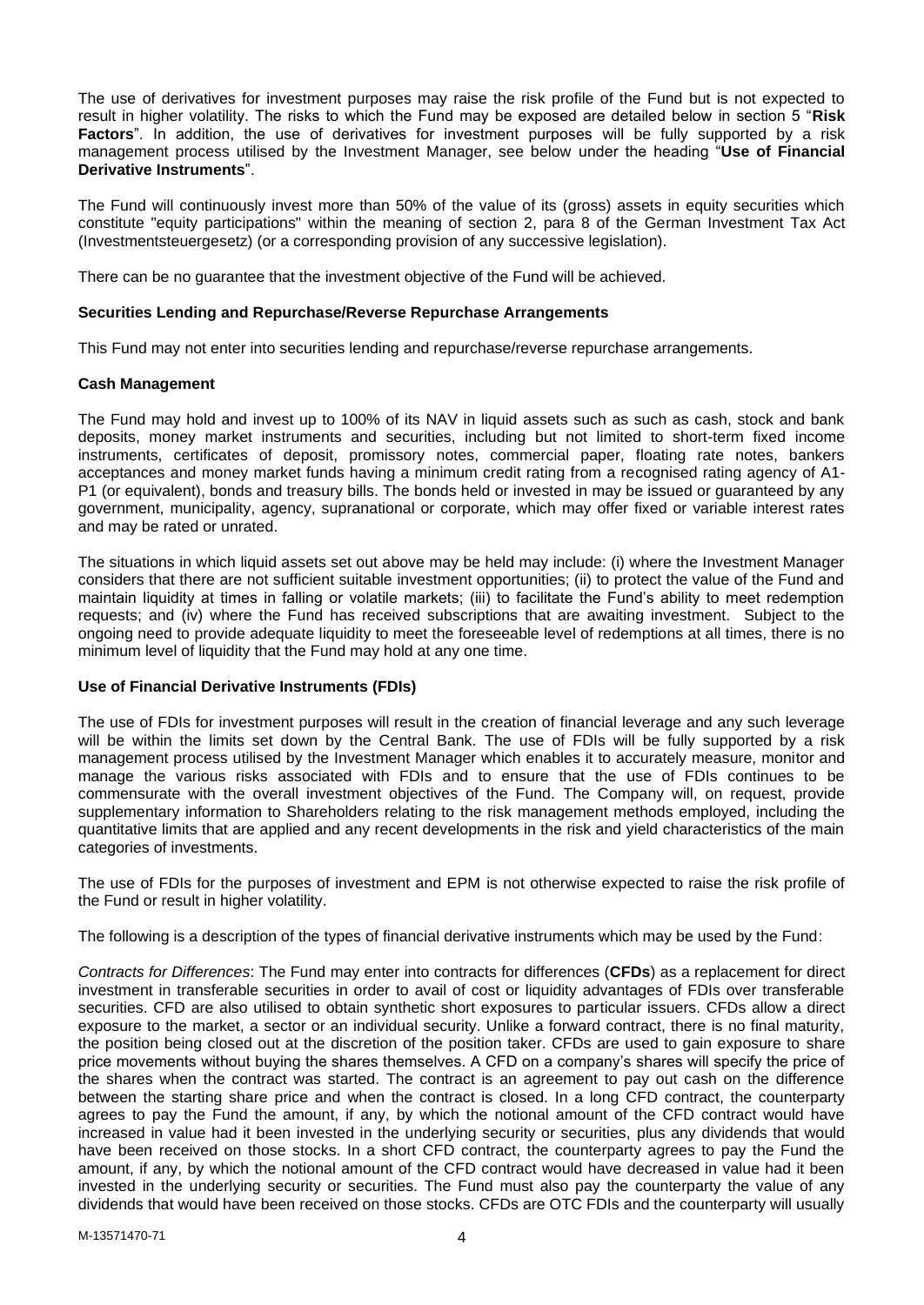The use of derivatives for investment purposes may raise the risk profile of the Fund but is not expected to result in higher volatility. The risks to which the Fund may be exposed are detailed below in section 5 "**Risk Factors**". In addition, the use of derivatives for investment purposes will be fully supported by a risk management process utilised by the Investment Manager, see below under the heading "**Use of Financial Derivative Instruments**".

The Fund will continuously invest more than 50% of the value of its (gross) assets in equity securities which constitute "equity participations" within the meaning of section 2, para 8 of the German Investment Tax Act (Investmentsteuergesetz) (or a corresponding provision of any successive legislation).

There can be no guarantee that the investment objective of the Fund will be achieved.

**Securities Lending and Repurchase/Reverse Repurchase Arrangements**

This Fund may not enter into securities lending and repurchase/reverse repurchase arrangements.

**Cash Management**

The Fund may hold and invest up to 100% of its NAV in liquid assets such as such as cash, stock and bank deposits, money market instruments and securities, including but not limited to short-term fixed income instruments, certificates of deposit, promissory notes, commercial paper, floating rate notes, bankers acceptances and money market funds having a minimum credit rating from a recognised rating agency of A1-P1 (or equivalent), bonds and treasury bills. The bonds held or invested in may be issued or guaranteed by any government, municipality, agency, supranational or corporate, which may offer fixed or variable interest rates and may be rated or unrated.

The situations in which liquid assets set out above may be held may include: (i) where the Investment Manager considers that there are not sufficient suitable investment opportunities; (ii) to protect the value of the Fund and maintain liquidity at times in falling or volatile markets; (iii) to facilitate the Fund's ability to meet redemption requests; and (iv) where the Fund has received subscriptions that are awaiting investment. Subject to the ongoing need to provide adequate liquidity to meet the foreseeable level of redemptions at all times, there is no minimum level of liquidity that the Fund may hold at any one time.

**Use of Financial Derivative Instruments (FDIs)**

The use of FDIs for investment purposes will result in the creation of financial leverage and any such leverage will be within the limits set down by the Central Bank. The use of FDIs will be fully supported by a risk management process utilised by the Investment Manager which enables it to accurately measure, monitor and manage the various risks associated with FDIs and to ensure that the use of FDIs continues to be commensurate with the overall investment objectives of the Fund. The Company will, on request, provide supplementary information to Shareholders relating to the risk management methods employed, including the quantitative limits that are applied and any recent developments in the risk and yield characteristics of the main categories of investments.

The use of FDIs for the purposes of investment and EPM is not otherwise expected to raise the risk profile of the Fund or result in higher volatility.

The following is a description of the types of financial derivative instruments which may be used by the Fund:

*Contracts for Differences*: The Fund may enter into contracts for differences (**CFDs**) as a replacement for direct investment in transferable securities in order to avail of cost or liquidity advantages of FDIs over transferable securities. CFD are also utilised to obtain synthetic short exposures to particular issuers. CFDs allow a direct exposure to the market, a sector or an individual security. Unlike a forward contract, there is no final maturity, the position being closed out at the discretion of the position taker. CFDs are used to gain exposure to share price movements without buying the shares themselves. A CFD on a company's shares will specify the price of the shares when the contract was started. The contract is an agreement to pay out cash on the difference between the starting share price and when the contract is closed. In a long CFD contract, the counterparty agrees to pay the Fund the amount, if any, by which the notional amount of the CFD contract would have increased in value had it been invested in the underlying security or securities, plus any dividends that would have been received on those stocks. In a short CFD contract, the counterparty agrees to pay the Fund the amount, if any, by which the notional amount of the CFD contract would have decreased in value had it been invested in the underlying security or securities. The Fund must also pay the counterparty the value of any dividends that would have been received on those stocks. CFDs are OTC FDIs and the counterparty will usually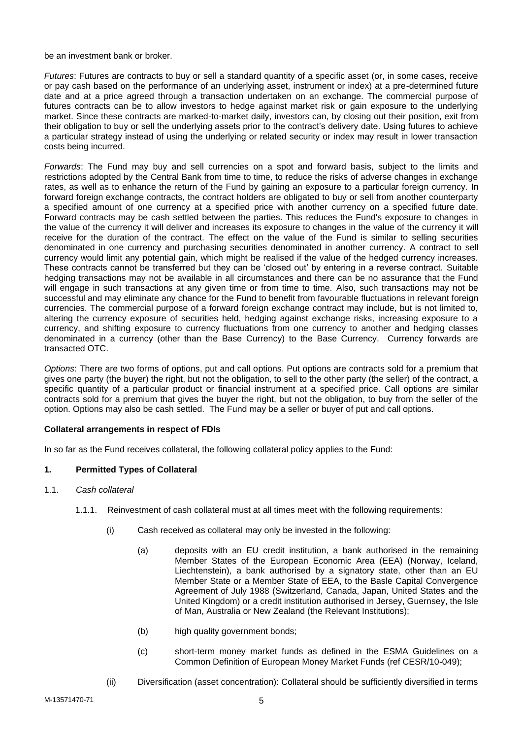be an investment bank or broker.

*Futures*: Futures are contracts to buy or sell a standard quantity of a specific asset (or, in some cases, receive or pay cash based on the performance of an underlying asset, instrument or index) at a pre-determined future date and at a price agreed through a transaction undertaken on an exchange. The commercial purpose of futures contracts can be to allow investors to hedge against market risk or gain exposure to the underlying market. Since these contracts are marked-to-market daily, investors can, by closing out their position, exit from their obligation to buy or sell the underlying assets prior to the contract's delivery date. Using futures to achieve a particular strategy instead of using the underlying or related security or index may result in lower transaction costs being incurred.

*Forwards*: The Fund may buy and sell currencies on a spot and forward basis, subject to the limits and restrictions adopted by the Central Bank from time to time, to reduce the risks of adverse changes in exchange rates, as well as to enhance the return of the Fund by gaining an exposure to a particular foreign currency. In forward foreign exchange contracts, the contract holders are obligated to buy or sell from another counterparty a specified amount of one currency at a specified price with another currency on a specified future date. Forward contracts may be cash settled between the parties. This reduces the Fund's exposure to changes in the value of the currency it will deliver and increases its exposure to changes in the value of the currency it will receive for the duration of the contract. The effect on the value of the Fund is similar to selling securities denominated in one currency and purchasing securities denominated in another currency. A contract to sell currency would limit any potential gain, which might be realised if the value of the hedged currency increases. These contracts cannot be transferred but they can be 'closed out' by entering in a reverse contract. Suitable hedging transactions may not be available in all circumstances and there can be no assurance that the Fund will engage in such transactions at any given time or from time to time. Also, such transactions may not be successful and may eliminate any chance for the Fund to benefit from favourable fluctuations in relevant foreign currencies. The commercial purpose of a forward foreign exchange contract may include, but is not limited to, altering the currency exposure of securities held, hedging against exchange risks, increasing exposure to a currency, and shifting exposure to currency fluctuations from one currency to another and hedging classes denominated in a currency (other than the Base Currency) to the Base Currency. Currency forwards are transacted OTC.

*Options*: There are two forms of options, put and call options. Put options are contracts sold for a premium that gives one party (the buyer) the right, but not the obligation, to sell to the other party (the seller) of the contract, a specific quantity of a particular product or financial instrument at a specified price. Call options are similar contracts sold for a premium that gives the buyer the right, but not the obligation, to buy from the seller of the option. Options may also be cash settled. The Fund may be a seller or buyer of put and call options.

**Collateral arrangements in respect of FDIs**

In so far as the Fund receives collateral, the following collateral policy applies to the Fund:

**1. Permitted Types of Collateral**

1.1. *Cash collateral*

1.1.1. Reinvestment of cash collateral must at all times meet with the following requirements:

(i) Cash received as collateral may only be invested in the following:

(a) deposits with an EU credit institution, a bank authorised in the remaining Member States of the European Economic Area (EEA) (Norway, Iceland, Liechtenstein), a bank authorised by a signatory state, other than an EU Member State or a Member State of EEA, to the Basle Capital Convergence Agreement of July 1988 (Switzerland, Canada, Japan, United States and the United Kingdom) or a credit institution authorised in Jersey, Guernsey, the Isle of Man, Australia or New Zealand (the Relevant Institutions);

(b) high quality government bonds;

(c) short-term money market funds as defined in the ESMA Guidelines on a Common Definition of European Money Market Funds (ref CESR/10-049);

(ii) Diversification (asset concentration): Collateral should be sufficiently diversified in terms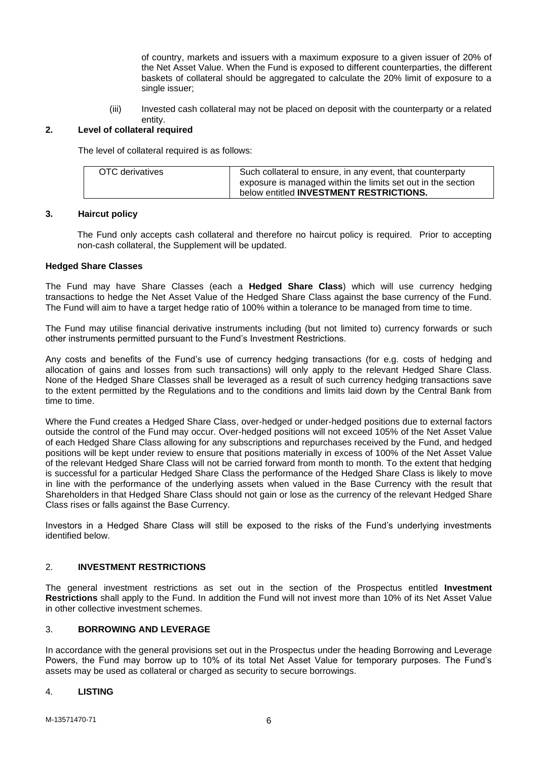of country, markets and issuers with a maximum exposure to a given issuer of 20% of the Net Asset Value. When the Fund is exposed to different counterparties, the different baskets of collateral should be aggregated to calculate the 20% limit of exposure to a single issuer;

(iii) Invested cash collateral may not be placed on deposit with the counterparty or a related entity.

**2. Level of collateral required**

The level of collateral required is as follows:

| OTC derivatives | Such collateral to ensure, in any event, that counterparty exposure is managed within the limits set out in the section below entitled **INVESTMENT RESTRICTIONS.** |
|---|---|

**3. Haircut policy**

The Fund only accepts cash collateral and therefore no haircut policy is required. Prior to accepting non-cash collateral, the Supplement will be updated.

**Hedged Share Classes**

The Fund may have Share Classes (each a **Hedged Share Class**) which will use currency hedging transactions to hedge the Net Asset Value of the Hedged Share Class against the base currency of the Fund. The Fund will aim to have a target hedge ratio of 100% within a tolerance to be managed from time to time.

The Fund may utilise financial derivative instruments including (but not limited to) currency forwards or such other instruments permitted pursuant to the Fund's Investment Restrictions.

Any costs and benefits of the Fund's use of currency hedging transactions (for e.g. costs of hedging and allocation of gains and losses from such transactions) will only apply to the relevant Hedged Share Class. None of the Hedged Share Classes shall be leveraged as a result of such currency hedging transactions save to the extent permitted by the Regulations and to the conditions and limits laid down by the Central Bank from time to time.

Where the Fund creates a Hedged Share Class, over-hedged or under-hedged positions due to external factors outside the control of the Fund may occur. Over-hedged positions will not exceed 105% of the Net Asset Value of each Hedged Share Class allowing for any subscriptions and repurchases received by the Fund, and hedged positions will be kept under review to ensure that positions materially in excess of 100% of the Net Asset Value of the relevant Hedged Share Class will not be carried forward from month to month. To the extent that hedging is successful for a particular Hedged Share Class the performance of the Hedged Share Class is likely to move in line with the performance of the underlying assets when valued in the Base Currency with the result that Shareholders in that Hedged Share Class should not gain or lose as the currency of the relevant Hedged Share Class rises or falls against the Base Currency.

Investors in a Hedged Share Class will still be exposed to the risks of the Fund's underlying investments identified below.

## 2. INVESTMENT RESTRICTIONS

The general investment restrictions as set out in the section of the Prospectus entitled **Investment Restrictions** shall apply to the Fund. In addition the Fund will not invest more than 10% of its Net Asset Value in other collective investment schemes.

## 3. BORROWING AND LEVERAGE

In accordance with the general provisions set out in the Prospectus under the heading Borrowing and Leverage Powers, the Fund may borrow up to 10% of its total Net Asset Value for temporary purposes. The Fund's assets may be used as collateral or charged as security to secure borrowings.

## 4. LISTING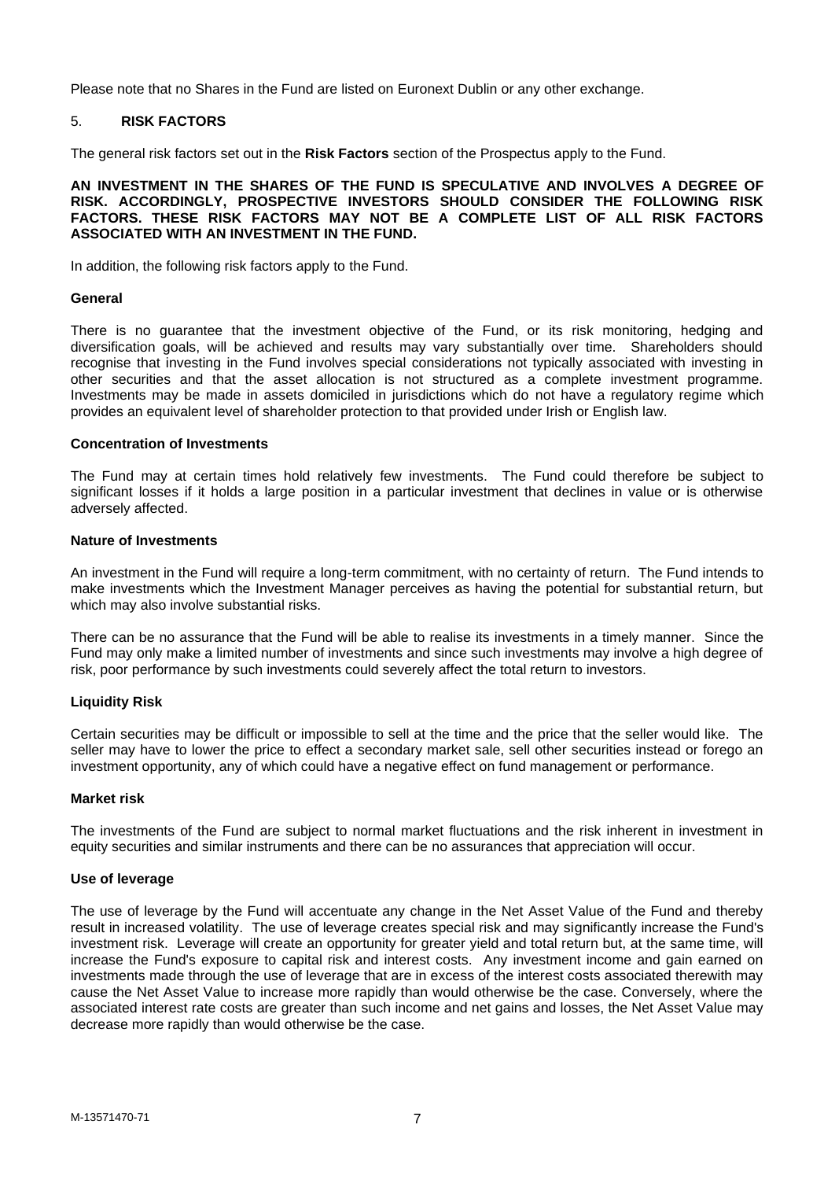Please note that no Shares in the Fund are listed on Euronext Dublin or any other exchange.

## 5. RISK FACTORS

The general risk factors set out in the **Risk Factors** section of the Prospectus apply to the Fund.

**AN INVESTMENT IN THE SHARES OF THE FUND IS SPECULATIVE AND INVOLVES A DEGREE OF RISK. ACCORDINGLY, PROSPECTIVE INVESTORS SHOULD CONSIDER THE FOLLOWING RISK FACTORS. THESE RISK FACTORS MAY NOT BE A COMPLETE LIST OF ALL RISK FACTORS ASSOCIATED WITH AN INVESTMENT IN THE FUND.**

In addition, the following risk factors apply to the Fund.

### General

There is no guarantee that the investment objective of the Fund, or its risk monitoring, hedging and diversification goals, will be achieved and results may vary substantially over time. Shareholders should recognise that investing in the Fund involves special considerations not typically associated with investing in other securities and that the asset allocation is not structured as a complete investment programme. Investments may be made in assets domiciled in jurisdictions which do not have a regulatory regime which provides an equivalent level of shareholder protection to that provided under Irish or English law.

### Concentration of Investments

The Fund may at certain times hold relatively few investments. The Fund could therefore be subject to significant losses if it holds a large position in a particular investment that declines in value or is otherwise adversely affected.

### Nature of Investments

An investment in the Fund will require a long-term commitment, with no certainty of return. The Fund intends to make investments which the Investment Manager perceives as having the potential for substantial return, but which may also involve substantial risks.

There can be no assurance that the Fund will be able to realise its investments in a timely manner. Since the Fund may only make a limited number of investments and since such investments may involve a high degree of risk, poor performance by such investments could severely affect the total return to investors.

### Liquidity Risk

Certain securities may be difficult or impossible to sell at the time and the price that the seller would like. The seller may have to lower the price to effect a secondary market sale, sell other securities instead or forego an investment opportunity, any of which could have a negative effect on fund management or performance.

### Market risk

The investments of the Fund are subject to normal market fluctuations and the risk inherent in investment in equity securities and similar instruments and there can be no assurances that appreciation will occur.

### Use of leverage

The use of leverage by the Fund will accentuate any change in the Net Asset Value of the Fund and thereby result in increased volatility. The use of leverage creates special risk and may significantly increase the Fund's investment risk. Leverage will create an opportunity for greater yield and total return but, at the same time, will increase the Fund's exposure to capital risk and interest costs. Any investment income and gain earned on investments made through the use of leverage that are in excess of the interest costs associated therewith may cause the Net Asset Value to increase more rapidly than would otherwise be the case. Conversely, where the associated interest rate costs are greater than such income and net gains and losses, the Net Asset Value may decrease more rapidly than would otherwise be the case.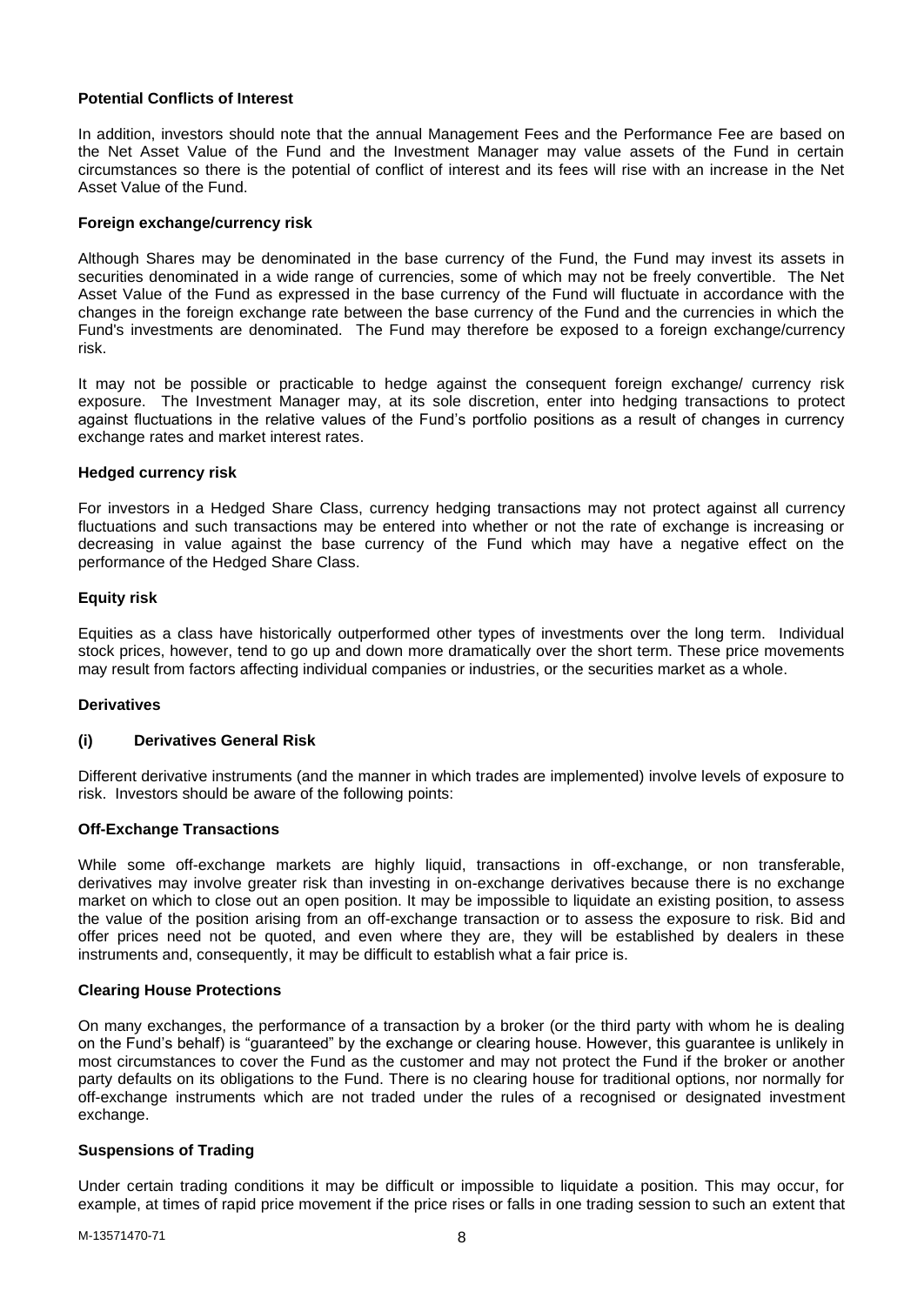**Potential Conflicts of Interest**

In addition, investors should note that the annual Management Fees and the Performance Fee are based on the Net Asset Value of the Fund and the Investment Manager may value assets of the Fund in certain circumstances so there is the potential of conflict of interest and its fees will rise with an increase in the Net Asset Value of the Fund.

**Foreign exchange/currency risk**

Although Shares may be denominated in the base currency of the Fund, the Fund may invest its assets in securities denominated in a wide range of currencies, some of which may not be freely convertible. The Net Asset Value of the Fund as expressed in the base currency of the Fund will fluctuate in accordance with the changes in the foreign exchange rate between the base currency of the Fund and the currencies in which the Fund's investments are denominated. The Fund may therefore be exposed to a foreign exchange/currency risk.

It may not be possible or practicable to hedge against the consequent foreign exchange/ currency risk exposure. The Investment Manager may, at its sole discretion, enter into hedging transactions to protect against fluctuations in the relative values of the Fund's portfolio positions as a result of changes in currency exchange rates and market interest rates.

**Hedged currency risk**

For investors in a Hedged Share Class, currency hedging transactions may not protect against all currency fluctuations and such transactions may be entered into whether or not the rate of exchange is increasing or decreasing in value against the base currency of the Fund which may have a negative effect on the performance of the Hedged Share Class.

**Equity risk**

Equities as a class have historically outperformed other types of investments over the long term. Individual stock prices, however, tend to go up and down more dramatically over the short term. These price movements may result from factors affecting individual companies or industries, or the securities market as a whole.

**Derivatives**

**(i) Derivatives General Risk**

Different derivative instruments (and the manner in which trades are implemented) involve levels of exposure to risk. Investors should be aware of the following points:

**Off-Exchange Transactions**

While some off-exchange markets are highly liquid, transactions in off-exchange, or non transferable, derivatives may involve greater risk than investing in on-exchange derivatives because there is no exchange market on which to close out an open position. It may be impossible to liquidate an existing position, to assess the value of the position arising from an off-exchange transaction or to assess the exposure to risk. Bid and offer prices need not be quoted, and even where they are, they will be established by dealers in these instruments and, consequently, it may be difficult to establish what a fair price is.

**Clearing House Protections**

On many exchanges, the performance of a transaction by a broker (or the third party with whom he is dealing on the Fund's behalf) is "guaranteed" by the exchange or clearing house. However, this guarantee is unlikely in most circumstances to cover the Fund as the customer and may not protect the Fund if the broker or another party defaults on its obligations to the Fund. There is no clearing house for traditional options, nor normally for off-exchange instruments which are not traded under the rules of a recognised or designated investment exchange.

**Suspensions of Trading**

Under certain trading conditions it may be difficult or impossible to liquidate a position. This may occur, for example, at times of rapid price movement if the price rises or falls in one trading session to such an extent that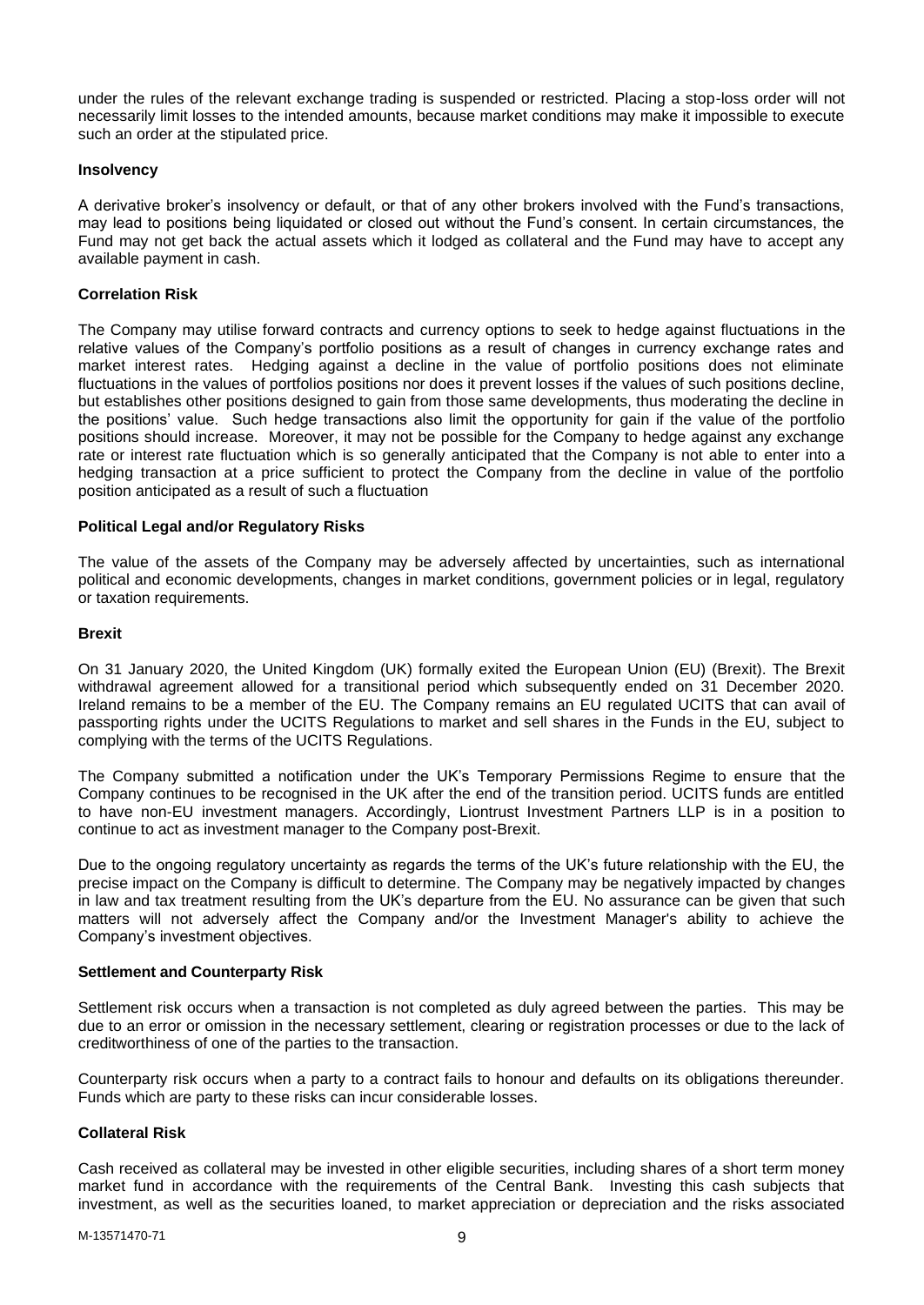under the rules of the relevant exchange trading is suspended or restricted. Placing a stop-loss order will not necessarily limit losses to the intended amounts, because market conditions may make it impossible to execute such an order at the stipulated price.

**Insolvency**

A derivative broker's insolvency or default, or that of any other brokers involved with the Fund's transactions, may lead to positions being liquidated or closed out without the Fund's consent. In certain circumstances, the Fund may not get back the actual assets which it lodged as collateral and the Fund may have to accept any available payment in cash.

**Correlation Risk**

The Company may utilise forward contracts and currency options to seek to hedge against fluctuations in the relative values of the Company's portfolio positions as a result of changes in currency exchange rates and market interest rates. Hedging against a decline in the value of portfolio positions does not eliminate fluctuations in the values of portfolios positions nor does it prevent losses if the values of such positions decline, but establishes other positions designed to gain from those same developments, thus moderating the decline in the positions' value. Such hedge transactions also limit the opportunity for gain if the value of the portfolio positions should increase. Moreover, it may not be possible for the Company to hedge against any exchange rate or interest rate fluctuation which is so generally anticipated that the Company is not able to enter into a hedging transaction at a price sufficient to protect the Company from the decline in value of the portfolio position anticipated as a result of such a fluctuation

**Political Legal and/or Regulatory Risks**

The value of the assets of the Company may be adversely affected by uncertainties, such as international political and economic developments, changes in market conditions, government policies or in legal, regulatory or taxation requirements.

**Brexit**

On 31 January 2020, the United Kingdom (UK) formally exited the European Union (EU) (Brexit). The Brexit withdrawal agreement allowed for a transitional period which subsequently ended on 31 December 2020. Ireland remains to be a member of the EU. The Company remains an EU regulated UCITS that can avail of passporting rights under the UCITS Regulations to market and sell shares in the Funds in the EU, subject to complying with the terms of the UCITS Regulations.

The Company submitted a notification under the UK's Temporary Permissions Regime to ensure that the Company continues to be recognised in the UK after the end of the transition period. UCITS funds are entitled to have non-EU investment managers. Accordingly, Liontrust Investment Partners LLP is in a position to continue to act as investment manager to the Company post-Brexit.

Due to the ongoing regulatory uncertainty as regards the terms of the UK's future relationship with the EU, the precise impact on the Company is difficult to determine. The Company may be negatively impacted by changes in law and tax treatment resulting from the UK's departure from the EU. No assurance can be given that such matters will not adversely affect the Company and/or the Investment Manager's ability to achieve the Company's investment objectives.

**Settlement and Counterparty Risk**

Settlement risk occurs when a transaction is not completed as duly agreed between the parties. This may be due to an error or omission in the necessary settlement, clearing or registration processes or due to the lack of creditworthiness of one of the parties to the transaction.

Counterparty risk occurs when a party to a contract fails to honour and defaults on its obligations thereunder. Funds which are party to these risks can incur considerable losses.

**Collateral Risk**

Cash received as collateral may be invested in other eligible securities, including shares of a short term money market fund in accordance with the requirements of the Central Bank. Investing this cash subjects that investment, as well as the securities loaned, to market appreciation or depreciation and the risks associated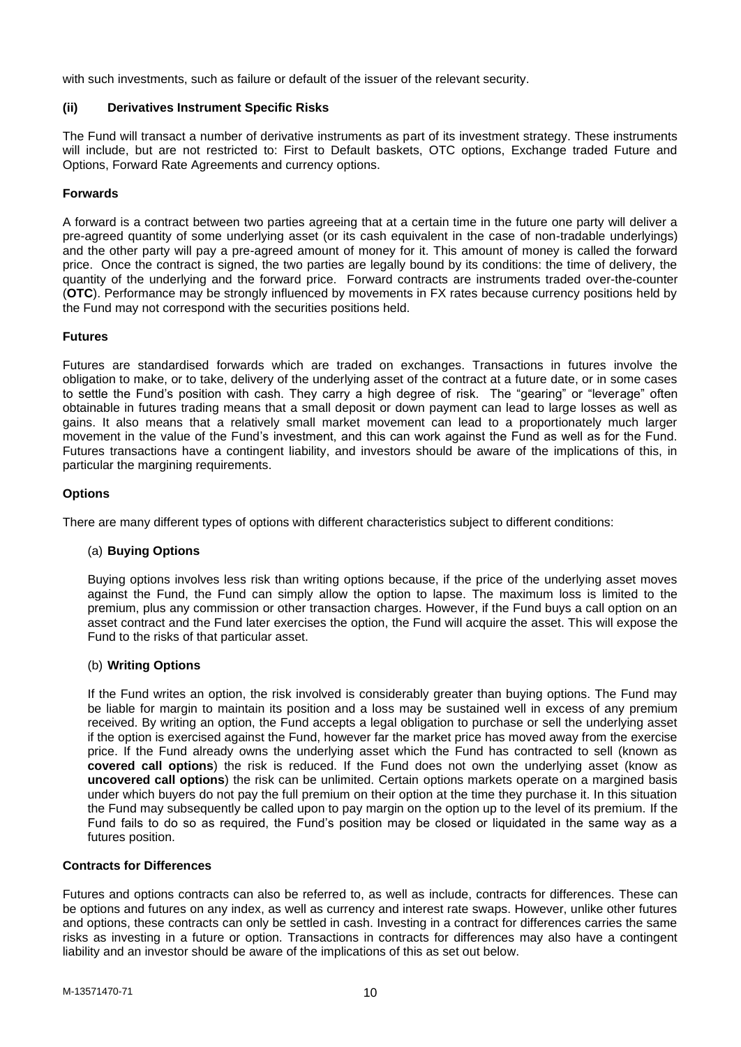with such investments, such as failure or default of the issuer of the relevant security.

### (ii) Derivatives Instrument Specific Risks

The Fund will transact a number of derivative instruments as part of its investment strategy. These instruments will include, but are not restricted to: First to Default baskets, OTC options, Exchange traded Future and Options, Forward Rate Agreements and currency options.

#### Forwards

A forward is a contract between two parties agreeing that at a certain time in the future one party will deliver a pre-agreed quantity of some underlying asset (or its cash equivalent in the case of non-tradable underlyings) and the other party will pay a pre-agreed amount of money for it. This amount of money is called the forward price. Once the contract is signed, the two parties are legally bound by its conditions: the time of delivery, the quantity of the underlying and the forward price. Forward contracts are instruments traded over-the-counter (**OTC**). Performance may be strongly influenced by movements in FX rates because currency positions held by the Fund may not correspond with the securities positions held.

#### Futures

Futures are standardised forwards which are traded on exchanges. Transactions in futures involve the obligation to make, or to take, delivery of the underlying asset of the contract at a future date, or in some cases to settle the Fund's position with cash. They carry a high degree of risk. The "gearing" or "leverage" often obtainable in futures trading means that a small deposit or down payment can lead to large losses as well as gains. It also means that a relatively small market movement can lead to a proportionately much larger movement in the value of the Fund's investment, and this can work against the Fund as well as for the Fund. Futures transactions have a contingent liability, and investors should be aware of the implications of this, in particular the margining requirements.

#### Options

There are many different types of options with different characteristics subject to different conditions:

(a) **Buying Options**

Buying options involves less risk than writing options because, if the price of the underlying asset moves against the Fund, the Fund can simply allow the option to lapse. The maximum loss is limited to the premium, plus any commission or other transaction charges. However, if the Fund buys a call option on an asset contract and the Fund later exercises the option, the Fund will acquire the asset. This will expose the Fund to the risks of that particular asset.

(b) **Writing Options**

If the Fund writes an option, the risk involved is considerably greater than buying options. The Fund may be liable for margin to maintain its position and a loss may be sustained well in excess of any premium received. By writing an option, the Fund accepts a legal obligation to purchase or sell the underlying asset if the option is exercised against the Fund, however far the market price has moved away from the exercise price. If the Fund already owns the underlying asset which the Fund has contracted to sell (known as **covered call options**) the risk is reduced. If the Fund does not own the underlying asset (know as **uncovered call options**) the risk can be unlimited. Certain options markets operate on a margined basis under which buyers do not pay the full premium on their option at the time they purchase it. In this situation the Fund may subsequently be called upon to pay margin on the option up to the level of its premium. If the Fund fails to do so as required, the Fund's position may be closed or liquidated in the same way as a futures position.

#### Contracts for Differences

Futures and options contracts can also be referred to, as well as include, contracts for differences. These can be options and futures on any index, as well as currency and interest rate swaps. However, unlike other futures and options, these contracts can only be settled in cash. Investing in a contract for differences carries the same risks as investing in a future or option. Transactions in contracts for differences may also have a contingent liability and an investor should be aware of the implications of this as set out below.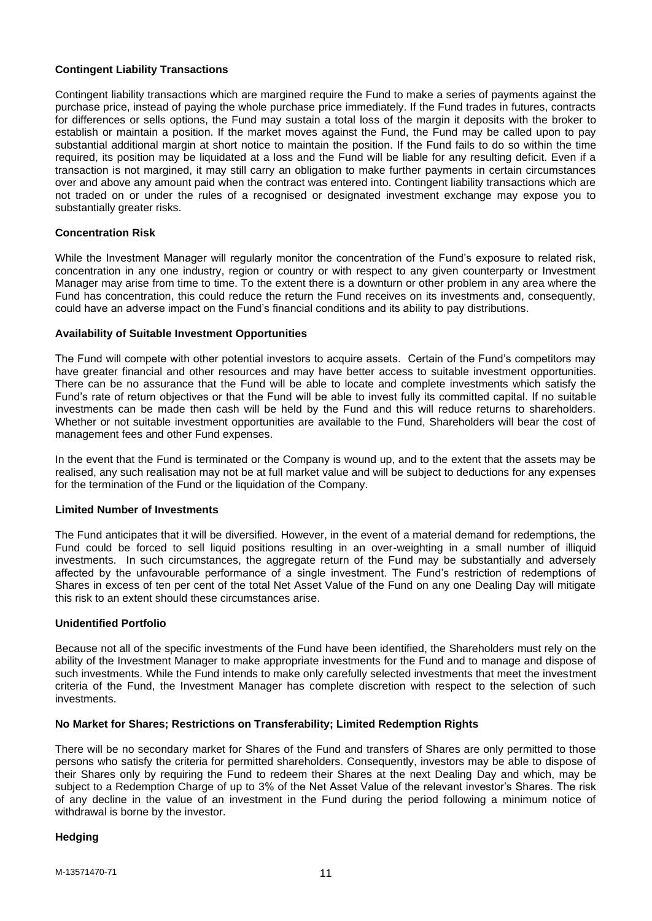### Contingent Liability Transactions

Contingent liability transactions which are margined require the Fund to make a series of payments against the purchase price, instead of paying the whole purchase price immediately. If the Fund trades in futures, contracts for differences or sells options, the Fund may sustain a total loss of the margin it deposits with the broker to establish or maintain a position. If the market moves against the Fund, the Fund may be called upon to pay substantial additional margin at short notice to maintain the position. If the Fund fails to do so within the time required, its position may be liquidated at a loss and the Fund will be liable for any resulting deficit. Even if a transaction is not margined, it may still carry an obligation to make further payments in certain circumstances over and above any amount paid when the contract was entered into. Contingent liability transactions which are not traded on or under the rules of a recognised or designated investment exchange may expose you to substantially greater risks.

### Concentration Risk

While the Investment Manager will regularly monitor the concentration of the Fund's exposure to related risk, concentration in any one industry, region or country or with respect to any given counterparty or Investment Manager may arise from time to time. To the extent there is a downturn or other problem in any area where the Fund has concentration, this could reduce the return the Fund receives on its investments and, consequently, could have an adverse impact on the Fund's financial conditions and its ability to pay distributions.

### Availability of Suitable Investment Opportunities

The Fund will compete with other potential investors to acquire assets. Certain of the Fund's competitors may have greater financial and other resources and may have better access to suitable investment opportunities. There can be no assurance that the Fund will be able to locate and complete investments which satisfy the Fund's rate of return objectives or that the Fund will be able to invest fully its committed capital. If no suitable investments can be made then cash will be held by the Fund and this will reduce returns to shareholders. Whether or not suitable investment opportunities are available to the Fund, Shareholders will bear the cost of management fees and other Fund expenses.

In the event that the Fund is terminated or the Company is wound up, and to the extent that the assets may be realised, any such realisation may not be at full market value and will be subject to deductions for any expenses for the termination of the Fund or the liquidation of the Company.

### Limited Number of Investments

The Fund anticipates that it will be diversified. However, in the event of a material demand for redemptions, the Fund could be forced to sell liquid positions resulting in an over-weighting in a small number of illiquid investments. In such circumstances, the aggregate return of the Fund may be substantially and adversely affected by the unfavourable performance of a single investment. The Fund's restriction of redemptions of Shares in excess of ten per cent of the total Net Asset Value of the Fund on any one Dealing Day will mitigate this risk to an extent should these circumstances arise.

### Unidentified Portfolio

Because not all of the specific investments of the Fund have been identified, the Shareholders must rely on the ability of the Investment Manager to make appropriate investments for the Fund and to manage and dispose of such investments. While the Fund intends to make only carefully selected investments that meet the investment criteria of the Fund, the Investment Manager has complete discretion with respect to the selection of such investments.

### No Market for Shares; Restrictions on Transferability; Limited Redemption Rights

There will be no secondary market for Shares of the Fund and transfers of Shares are only permitted to those persons who satisfy the criteria for permitted shareholders. Consequently, investors may be able to dispose of their Shares only by requiring the Fund to redeem their Shares at the next Dealing Day and which, may be subject to a Redemption Charge of up to 3% of the Net Asset Value of the relevant investor's Shares. The risk of any decline in the value of an investment in the Fund during the period following a minimum notice of withdrawal is borne by the investor.

### Hedging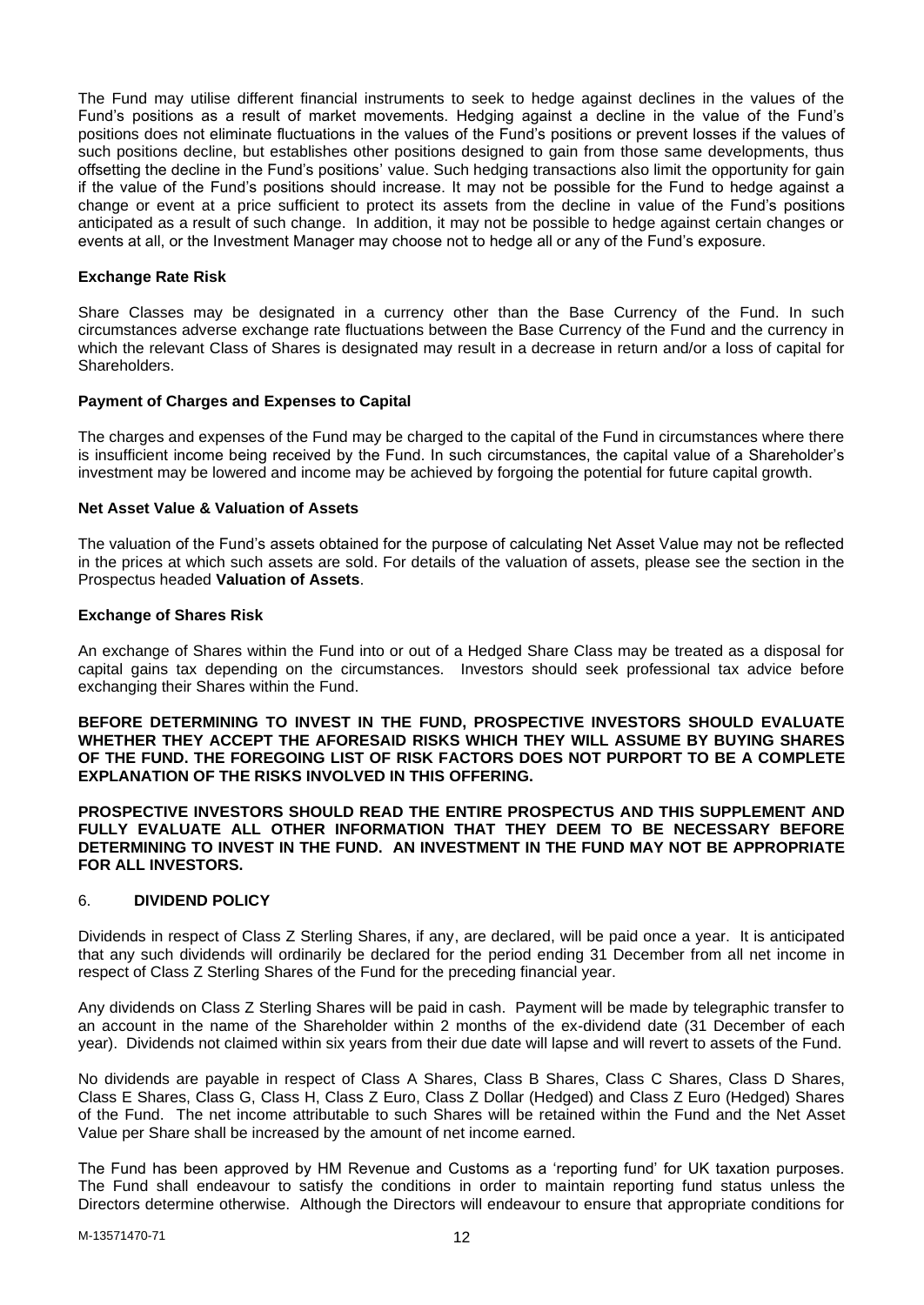The Fund may utilise different financial instruments to seek to hedge against declines in the values of the Fund's positions as a result of market movements. Hedging against a decline in the value of the Fund's positions does not eliminate fluctuations in the values of the Fund's positions or prevent losses if the values of such positions decline, but establishes other positions designed to gain from those same developments, thus offsetting the decline in the Fund's positions' value. Such hedging transactions also limit the opportunity for gain if the value of the Fund's positions should increase. It may not be possible for the Fund to hedge against a change or event at a price sufficient to protect its assets from the decline in value of the Fund's positions anticipated as a result of such change. In addition, it may not be possible to hedge against certain changes or events at all, or the Investment Manager may choose not to hedge all or any of the Fund's exposure.

**Exchange Rate Risk**

Share Classes may be designated in a currency other than the Base Currency of the Fund. In such circumstances adverse exchange rate fluctuations between the Base Currency of the Fund and the currency in which the relevant Class of Shares is designated may result in a decrease in return and/or a loss of capital for Shareholders.

**Payment of Charges and Expenses to Capital**

The charges and expenses of the Fund may be charged to the capital of the Fund in circumstances where there is insufficient income being received by the Fund. In such circumstances, the capital value of a Shareholder's investment may be lowered and income may be achieved by forgoing the potential for future capital growth.

**Net Asset Value & Valuation of Assets**

The valuation of the Fund's assets obtained for the purpose of calculating Net Asset Value may not be reflected in the prices at which such assets are sold. For details of the valuation of assets, please see the section in the Prospectus headed **Valuation of Assets**.

**Exchange of Shares Risk**

An exchange of Shares within the Fund into or out of a Hedged Share Class may be treated as a disposal for capital gains tax depending on the circumstances. Investors should seek professional tax advice before exchanging their Shares within the Fund.

**BEFORE DETERMINING TO INVEST IN THE FUND, PROSPECTIVE INVESTORS SHOULD EVALUATE WHETHER THEY ACCEPT THE AFORESAID RISKS WHICH THEY WILL ASSUME BY BUYING SHARES OF THE FUND. THE FOREGOING LIST OF RISK FACTORS DOES NOT PURPORT TO BE A COMPLETE EXPLANATION OF THE RISKS INVOLVED IN THIS OFFERING.**

**PROSPECTIVE INVESTORS SHOULD READ THE ENTIRE PROSPECTUS AND THIS SUPPLEMENT AND FULLY EVALUATE ALL OTHER INFORMATION THAT THEY DEEM TO BE NECESSARY BEFORE DETERMINING TO INVEST IN THE FUND. AN INVESTMENT IN THE FUND MAY NOT BE APPROPRIATE FOR ALL INVESTORS.**

## 6. DIVIDEND POLICY

Dividends in respect of Class Z Sterling Shares, if any, are declared, will be paid once a year. It is anticipated that any such dividends will ordinarily be declared for the period ending 31 December from all net income in respect of Class Z Sterling Shares of the Fund for the preceding financial year.

Any dividends on Class Z Sterling Shares will be paid in cash. Payment will be made by telegraphic transfer to an account in the name of the Shareholder within 2 months of the ex-dividend date (31 December of each year). Dividends not claimed within six years from their due date will lapse and will revert to assets of the Fund.

No dividends are payable in respect of Class A Shares, Class B Shares, Class C Shares, Class D Shares, Class E Shares, Class G, Class H, Class Z Euro, Class Z Dollar (Hedged) and Class Z Euro (Hedged) Shares of the Fund. The net income attributable to such Shares will be retained within the Fund and the Net Asset Value per Share shall be increased by the amount of net income earned.

The Fund has been approved by HM Revenue and Customs as a 'reporting fund' for UK taxation purposes. The Fund shall endeavour to satisfy the conditions in order to maintain reporting fund status unless the Directors determine otherwise. Although the Directors will endeavour to ensure that appropriate conditions for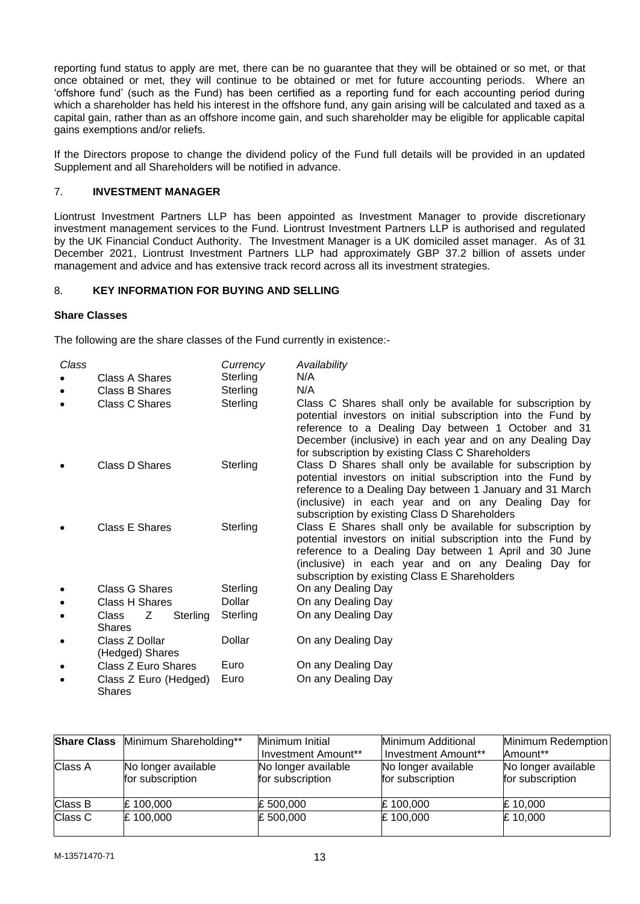reporting fund status to apply are met, there can be no guarantee that they will be obtained or so met, or that once obtained or met, they will continue to be obtained or met for future accounting periods. Where an 'offshore fund' (such as the Fund) has been certified as a reporting fund for each accounting period during which a shareholder has held his interest in the offshore fund, any gain arising will be calculated and taxed as a capital gain, rather than as an offshore income gain, and such shareholder may be eligible for applicable capital gains exemptions and/or reliefs.

If the Directors propose to change the dividend policy of the Fund full details will be provided in an updated Supplement and all Shareholders will be notified in advance.

## 7. INVESTMENT MANAGER

Liontrust Investment Partners LLP has been appointed as Investment Manager to provide discretionary investment management services to the Fund. Liontrust Investment Partners LLP is authorised and regulated by the UK Financial Conduct Authority. The Investment Manager is a UK domiciled asset manager. As of 31 December 2021, Liontrust Investment Partners LLP had approximately GBP 37.2 billion of assets under management and advice and has extensive track record across all its investment strategies.

## 8. KEY INFORMATION FOR BUYING AND SELLING

**Share Classes**

The following are the share classes of the Fund currently in existence:-

| *Class* | *Currency* | *Availability* |
|---|---|---|
| • Class A Shares | Sterling | N/A |
| • Class B Shares | Sterling | N/A |
| • Class C Shares | Sterling | Class C Shares shall only be available for subscription by potential investors on initial subscription into the Fund by reference to a Dealing Day between 1 October and 31 December (inclusive) in each year and on any Dealing Day for subscription by existing Class C Shareholders |
| • Class D Shares | Sterling | Class D Shares shall only be available for subscription by potential investors on initial subscription into the Fund by reference to a Dealing Day between 1 January and 31 March (inclusive) in each year and on any Dealing Day for subscription by existing Class D Shareholders |
| • Class E Shares | Sterling | Class E Shares shall only be available for subscription by potential investors on initial subscription into the Fund by reference to a Dealing Day between 1 April and 30 June (inclusive) in each year and on any Dealing Day for subscription by existing Class E Shareholders |
| • Class G Shares | Sterling | On any Dealing Day |
| • Class H Shares | Dollar | On any Dealing Day |
| • Class Z Sterling Shares | Sterling | On any Dealing Day |
| • Class Z Dollar (Hedged) Shares | Dollar | On any Dealing Day |
| • Class Z Euro Shares | Euro | On any Dealing Day |
| • Class Z Euro (Hedged) Shares | Euro | On any Dealing Day |

| **Share Class** | Minimum Shareholding** | Minimum Initial Investment Amount** | Minimum Additional Investment Amount** | Minimum Redemption Amount** |
|---|---|---|---|---|
| Class A | No longer available for subscription | No longer available for subscription | No longer available for subscription | No longer available for subscription |
| Class B | £ 100,000 | £ 500,000 | £ 100,000 | £ 10,000 |
| Class C | £ 100,000 | £ 500,000 | £ 100,000 | £ 10,000 |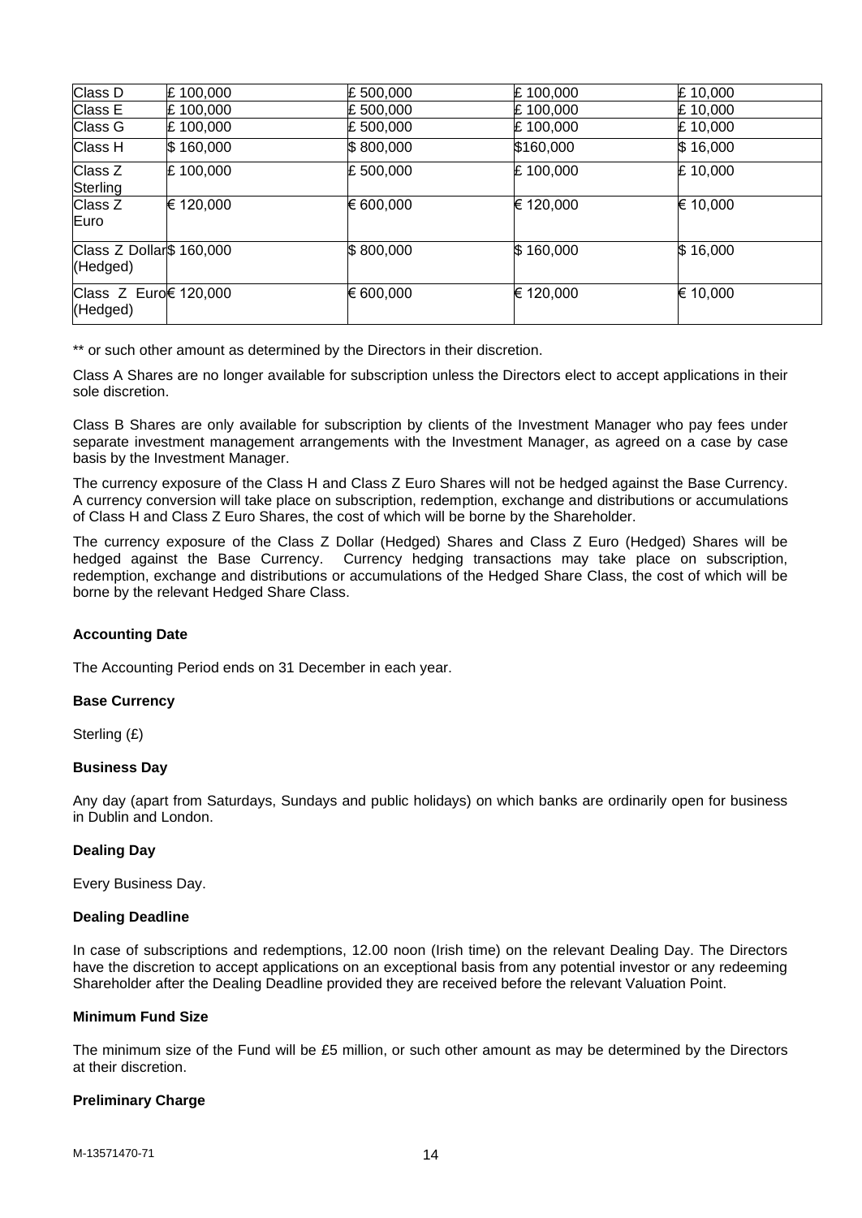| | | | | |
|---|---|---|---|---|
| Class D | £ 100,000 | £ 500,000 | £ 100,000 | £ 10,000 |
| Class E | £ 100,000 | £ 500,000 | £ 100,000 | £ 10,000 |
| Class G | £ 100,000 | £ 500,000 | £ 100,000 | £ 10,000 |
| Class H | $ 160,000 | $ 800,000 | $160,000 | $ 16,000 |
| Class Z Sterling | £ 100,000 | £ 500,000 | £ 100,000 | £ 10,000 |
| Class Z Euro | € 120,000 | € 600,000 | € 120,000 | € 10,000 |
| Class Z Dollar (Hedged) | $ 160,000 | $ 800,000 | $ 160,000 | $ 16,000 |
| Class Z Euro (Hedged) | € 120,000 | € 600,000 | € 120,000 | € 10,000 |

** or such other amount as determined by the Directors in their discretion.

Class A Shares are no longer available for subscription unless the Directors elect to accept applications in their sole discretion.

Class B Shares are only available for subscription by clients of the Investment Manager who pay fees under separate investment management arrangements with the Investment Manager, as agreed on a case by case basis by the Investment Manager.

The currency exposure of the Class H and Class Z Euro Shares will not be hedged against the Base Currency. A currency conversion will take place on subscription, redemption, exchange and distributions or accumulations of Class H and Class Z Euro Shares, the cost of which will be borne by the Shareholder.

The currency exposure of the Class Z Dollar (Hedged) Shares and Class Z Euro (Hedged) Shares will be hedged against the Base Currency. Currency hedging transactions may take place on subscription, redemption, exchange and distributions or accumulations of the Hedged Share Class, the cost of which will be borne by the relevant Hedged Share Class.

**Accounting Date**

The Accounting Period ends on 31 December in each year.

**Base Currency**

Sterling (£)

**Business Day**

Any day (apart from Saturdays, Sundays and public holidays) on which banks are ordinarily open for business in Dublin and London.

**Dealing Day**

Every Business Day.

**Dealing Deadline**

In case of subscriptions and redemptions, 12.00 noon (Irish time) on the relevant Dealing Day. The Directors have the discretion to accept applications on an exceptional basis from any potential investor or any redeeming Shareholder after the Dealing Deadline provided they are received before the relevant Valuation Point.

**Minimum Fund Size**

The minimum size of the Fund will be £5 million, or such other amount as may be determined by the Directors at their discretion.

**Preliminary Charge**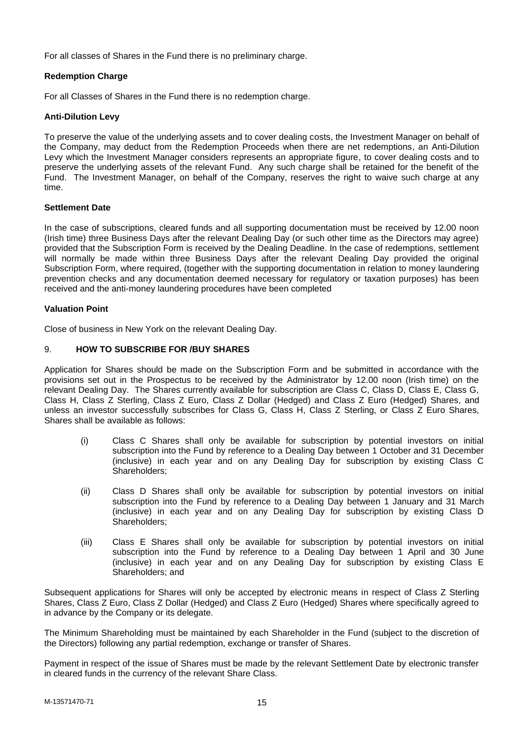For all classes of Shares in the Fund there is no preliminary charge.

**Redemption Charge**

For all Classes of Shares in the Fund there is no redemption charge.

**Anti-Dilution Levy**

To preserve the value of the underlying assets and to cover dealing costs, the Investment Manager on behalf of the Company, may deduct from the Redemption Proceeds when there are net redemptions, an Anti-Dilution Levy which the Investment Manager considers represents an appropriate figure, to cover dealing costs and to preserve the underlying assets of the relevant Fund. Any such charge shall be retained for the benefit of the Fund. The Investment Manager, on behalf of the Company, reserves the right to waive such charge at any time.

**Settlement Date**

In the case of subscriptions, cleared funds and all supporting documentation must be received by 12.00 noon (Irish time) three Business Days after the relevant Dealing Day (or such other time as the Directors may agree) provided that the Subscription Form is received by the Dealing Deadline. In the case of redemptions, settlement will normally be made within three Business Days after the relevant Dealing Day provided the original Subscription Form, where required, (together with the supporting documentation in relation to money laundering prevention checks and any documentation deemed necessary for regulatory or taxation purposes) has been received and the anti-money laundering procedures have been completed

**Valuation Point**

Close of business in New York on the relevant Dealing Day.

## 9. HOW TO SUBSCRIBE FOR /BUY SHARES

Application for Shares should be made on the Subscription Form and be submitted in accordance with the provisions set out in the Prospectus to be received by the Administrator by 12.00 noon (Irish time) on the relevant Dealing Day. The Shares currently available for subscription are Class C, Class D, Class E, Class G, Class H, Class Z Sterling, Class Z Euro, Class Z Dollar (Hedged) and Class Z Euro (Hedged) Shares, and unless an investor successfully subscribes for Class G, Class H, Class Z Sterling, or Class Z Euro Shares, Shares shall be available as follows:

(i) Class C Shares shall only be available for subscription by potential investors on initial subscription into the Fund by reference to a Dealing Day between 1 October and 31 December (inclusive) in each year and on any Dealing Day for subscription by existing Class C Shareholders;

(ii) Class D Shares shall only be available for subscription by potential investors on initial subscription into the Fund by reference to a Dealing Day between 1 January and 31 March (inclusive) in each year and on any Dealing Day for subscription by existing Class D Shareholders;

(iii) Class E Shares shall only be available for subscription by potential investors on initial subscription into the Fund by reference to a Dealing Day between 1 April and 30 June (inclusive) in each year and on any Dealing Day for subscription by existing Class E Shareholders; and

Subsequent applications for Shares will only be accepted by electronic means in respect of Class Z Sterling Shares, Class Z Euro, Class Z Dollar (Hedged) and Class Z Euro (Hedged) Shares where specifically agreed to in advance by the Company or its delegate.

The Minimum Shareholding must be maintained by each Shareholder in the Fund (subject to the discretion of the Directors) following any partial redemption, exchange or transfer of Shares.

Payment in respect of the issue of Shares must be made by the relevant Settlement Date by electronic transfer in cleared funds in the currency of the relevant Share Class.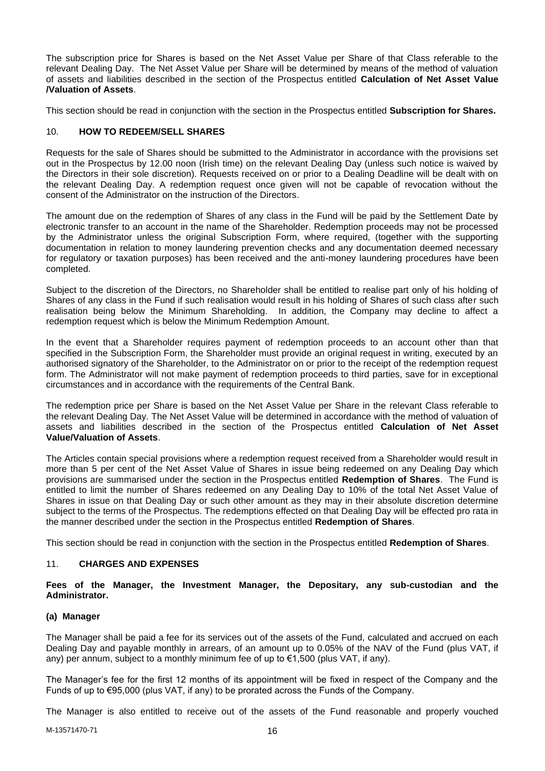The subscription price for Shares is based on the Net Asset Value per Share of that Class referable to the relevant Dealing Day. The Net Asset Value per Share will be determined by means of the method of valuation of assets and liabilities described in the section of the Prospectus entitled **Calculation of Net Asset Value /Valuation of Assets**.

This section should be read in conjunction with the section in the Prospectus entitled **Subscription for Shares.**

## 10. HOW TO REDEEM/SELL SHARES

Requests for the sale of Shares should be submitted to the Administrator in accordance with the provisions set out in the Prospectus by 12.00 noon (Irish time) on the relevant Dealing Day (unless such notice is waived by the Directors in their sole discretion). Requests received on or prior to a Dealing Deadline will be dealt with on the relevant Dealing Day. A redemption request once given will not be capable of revocation without the consent of the Administrator on the instruction of the Directors.

The amount due on the redemption of Shares of any class in the Fund will be paid by the Settlement Date by electronic transfer to an account in the name of the Shareholder. Redemption proceeds may not be processed by the Administrator unless the original Subscription Form, where required, (together with the supporting documentation in relation to money laundering prevention checks and any documentation deemed necessary for regulatory or taxation purposes) has been received and the anti-money laundering procedures have been completed.

Subject to the discretion of the Directors, no Shareholder shall be entitled to realise part only of his holding of Shares of any class in the Fund if such realisation would result in his holding of Shares of such class after such realisation being below the Minimum Shareholding. In addition, the Company may decline to affect a redemption request which is below the Minimum Redemption Amount.

In the event that a Shareholder requires payment of redemption proceeds to an account other than that specified in the Subscription Form, the Shareholder must provide an original request in writing, executed by an authorised signatory of the Shareholder, to the Administrator on or prior to the receipt of the redemption request form. The Administrator will not make payment of redemption proceeds to third parties, save for in exceptional circumstances and in accordance with the requirements of the Central Bank.

The redemption price per Share is based on the Net Asset Value per Share in the relevant Class referable to the relevant Dealing Day. The Net Asset Value will be determined in accordance with the method of valuation of assets and liabilities described in the section of the Prospectus entitled **Calculation of Net Asset Value/Valuation of Assets**.

The Articles contain special provisions where a redemption request received from a Shareholder would result in more than 5 per cent of the Net Asset Value of Shares in issue being redeemed on any Dealing Day which provisions are summarised under the section in the Prospectus entitled **Redemption of Shares**. The Fund is entitled to limit the number of Shares redeemed on any Dealing Day to 10% of the total Net Asset Value of Shares in issue on that Dealing Day or such other amount as they may in their absolute discretion determine subject to the terms of the Prospectus. The redemptions effected on that Dealing Day will be effected pro rata in the manner described under the section in the Prospectus entitled **Redemption of Shares**.

This section should be read in conjunction with the section in the Prospectus entitled **Redemption of Shares**.

## 11. CHARGES AND EXPENSES

**Fees of the Manager, the Investment Manager, the Depositary, any sub-custodian and the Administrator.**

### (a) Manager

The Manager shall be paid a fee for its services out of the assets of the Fund, calculated and accrued on each Dealing Day and payable monthly in arrears, of an amount up to 0.05% of the NAV of the Fund (plus VAT, if any) per annum, subject to a monthly minimum fee of up to €1,500 (plus VAT, if any).

The Manager's fee for the first 12 months of its appointment will be fixed in respect of the Company and the Funds of up to €95,000 (plus VAT, if any) to be prorated across the Funds of the Company.

The Manager is also entitled to receive out of the assets of the Fund reasonable and properly vouched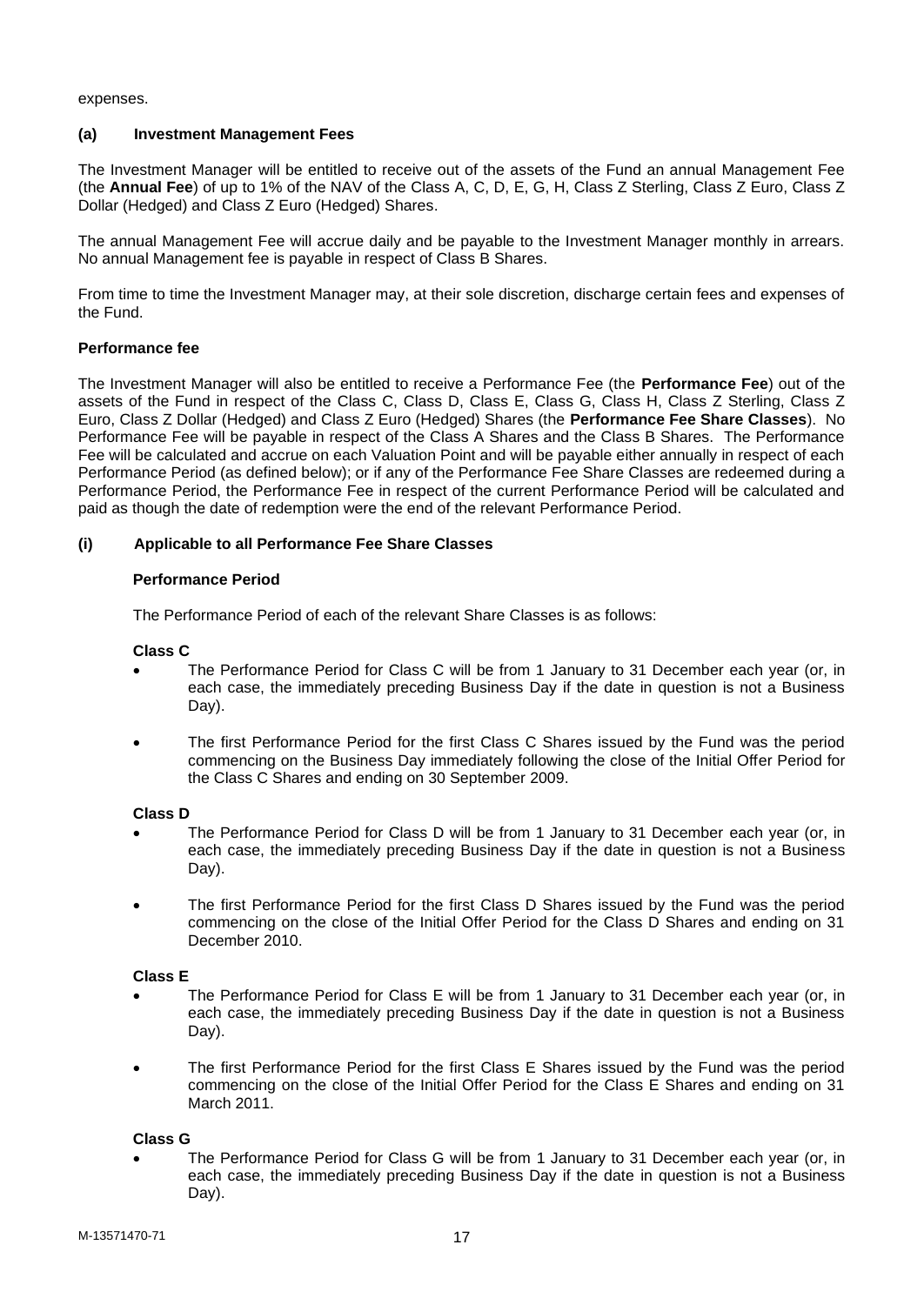expenses.

### (a) Investment Management Fees

The Investment Manager will be entitled to receive out of the assets of the Fund an annual Management Fee (the **Annual Fee**) of up to 1% of the NAV of the Class A, C, D, E, G, H, Class Z Sterling, Class Z Euro, Class Z Dollar (Hedged) and Class Z Euro (Hedged) Shares.

The annual Management Fee will accrue daily and be payable to the Investment Manager monthly in arrears. No annual Management fee is payable in respect of Class B Shares.

From time to time the Investment Manager may, at their sole discretion, discharge certain fees and expenses of the Fund.

### Performance fee

The Investment Manager will also be entitled to receive a Performance Fee (the **Performance Fee**) out of the assets of the Fund in respect of the Class C, Class D, Class E, Class G, Class H, Class Z Sterling, Class Z Euro, Class Z Dollar (Hedged) and Class Z Euro (Hedged) Shares (the **Performance Fee Share Classes**). No Performance Fee will be payable in respect of the Class A Shares and the Class B Shares. The Performance Fee will be calculated and accrue on each Valuation Point and will be payable either annually in respect of each Performance Period (as defined below); or if any of the Performance Fee Share Classes are redeemed during a Performance Period, the Performance Fee in respect of the current Performance Period will be calculated and paid as though the date of redemption were the end of the relevant Performance Period.

### (i) Applicable to all Performance Fee Share Classes

#### Performance Period

The Performance Period of each of the relevant Share Classes is as follows:

**Class C**

- The Performance Period for Class C will be from 1 January to 31 December each year (or, in each case, the immediately preceding Business Day if the date in question is not a Business Day).
- The first Performance Period for the first Class C Shares issued by the Fund was the period commencing on the Business Day immediately following the close of the Initial Offer Period for the Class C Shares and ending on 30 September 2009.

**Class D**

- The Performance Period for Class D will be from 1 January to 31 December each year (or, in each case, the immediately preceding Business Day if the date in question is not a Business Day).
- The first Performance Period for the first Class D Shares issued by the Fund was the period commencing on the close of the Initial Offer Period for the Class D Shares and ending on 31 December 2010.

**Class E**

- The Performance Period for Class E will be from 1 January to 31 December each year (or, in each case, the immediately preceding Business Day if the date in question is not a Business Day).
- The first Performance Period for the first Class E Shares issued by the Fund was the period commencing on the close of the Initial Offer Period for the Class E Shares and ending on 31 March 2011.

**Class G**

- The Performance Period for Class G will be from 1 January to 31 December each year (or, in each case, the immediately preceding Business Day if the date in question is not a Business Day).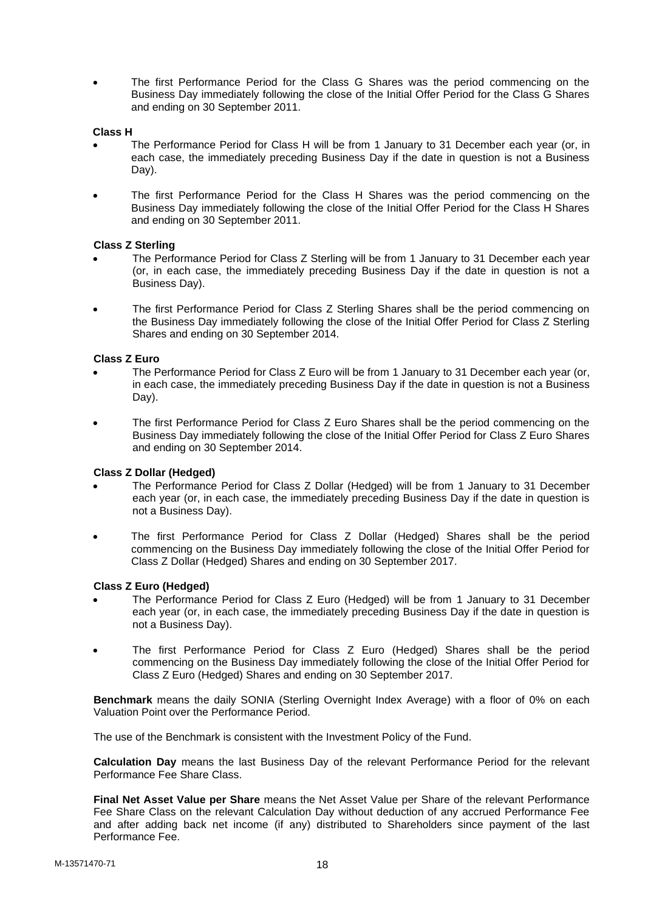- The first Performance Period for the Class G Shares was the period commencing on the Business Day immediately following the close of the Initial Offer Period for the Class G Shares and ending on 30 September 2011.

**Class H**

- The Performance Period for Class H will be from 1 January to 31 December each year (or, in each case, the immediately preceding Business Day if the date in question is not a Business Day).
- The first Performance Period for the Class H Shares was the period commencing on the Business Day immediately following the close of the Initial Offer Period for the Class H Shares and ending on 30 September 2011.

**Class Z Sterling**

- The Performance Period for Class Z Sterling will be from 1 January to 31 December each year (or, in each case, the immediately preceding Business Day if the date in question is not a Business Day).
- The first Performance Period for Class Z Sterling Shares shall be the period commencing on the Business Day immediately following the close of the Initial Offer Period for Class Z Sterling Shares and ending on 30 September 2014.

**Class Z Euro**

- The Performance Period for Class Z Euro will be from 1 January to 31 December each year (or, in each case, the immediately preceding Business Day if the date in question is not a Business Day).
- The first Performance Period for Class Z Euro Shares shall be the period commencing on the Business Day immediately following the close of the Initial Offer Period for Class Z Euro Shares and ending on 30 September 2014.

**Class Z Dollar (Hedged)**

- The Performance Period for Class Z Dollar (Hedged) will be from 1 January to 31 December each year (or, in each case, the immediately preceding Business Day if the date in question is not a Business Day).
- The first Performance Period for Class Z Dollar (Hedged) Shares shall be the period commencing on the Business Day immediately following the close of the Initial Offer Period for Class Z Dollar (Hedged) Shares and ending on 30 September 2017.

**Class Z Euro (Hedged)**

- The Performance Period for Class Z Euro (Hedged) will be from 1 January to 31 December each year (or, in each case, the immediately preceding Business Day if the date in question is not a Business Day).
- The first Performance Period for Class Z Euro (Hedged) Shares shall be the period commencing on the Business Day immediately following the close of the Initial Offer Period for Class Z Euro (Hedged) Shares and ending on 30 September 2017.

**Benchmark** means the daily SONIA (Sterling Overnight Index Average) with a floor of 0% on each Valuation Point over the Performance Period.

The use of the Benchmark is consistent with the Investment Policy of the Fund.

**Calculation Day** means the last Business Day of the relevant Performance Period for the relevant Performance Fee Share Class.

**Final Net Asset Value per Share** means the Net Asset Value per Share of the relevant Performance Fee Share Class on the relevant Calculation Day without deduction of any accrued Performance Fee and after adding back net income (if any) distributed to Shareholders since payment of the last Performance Fee.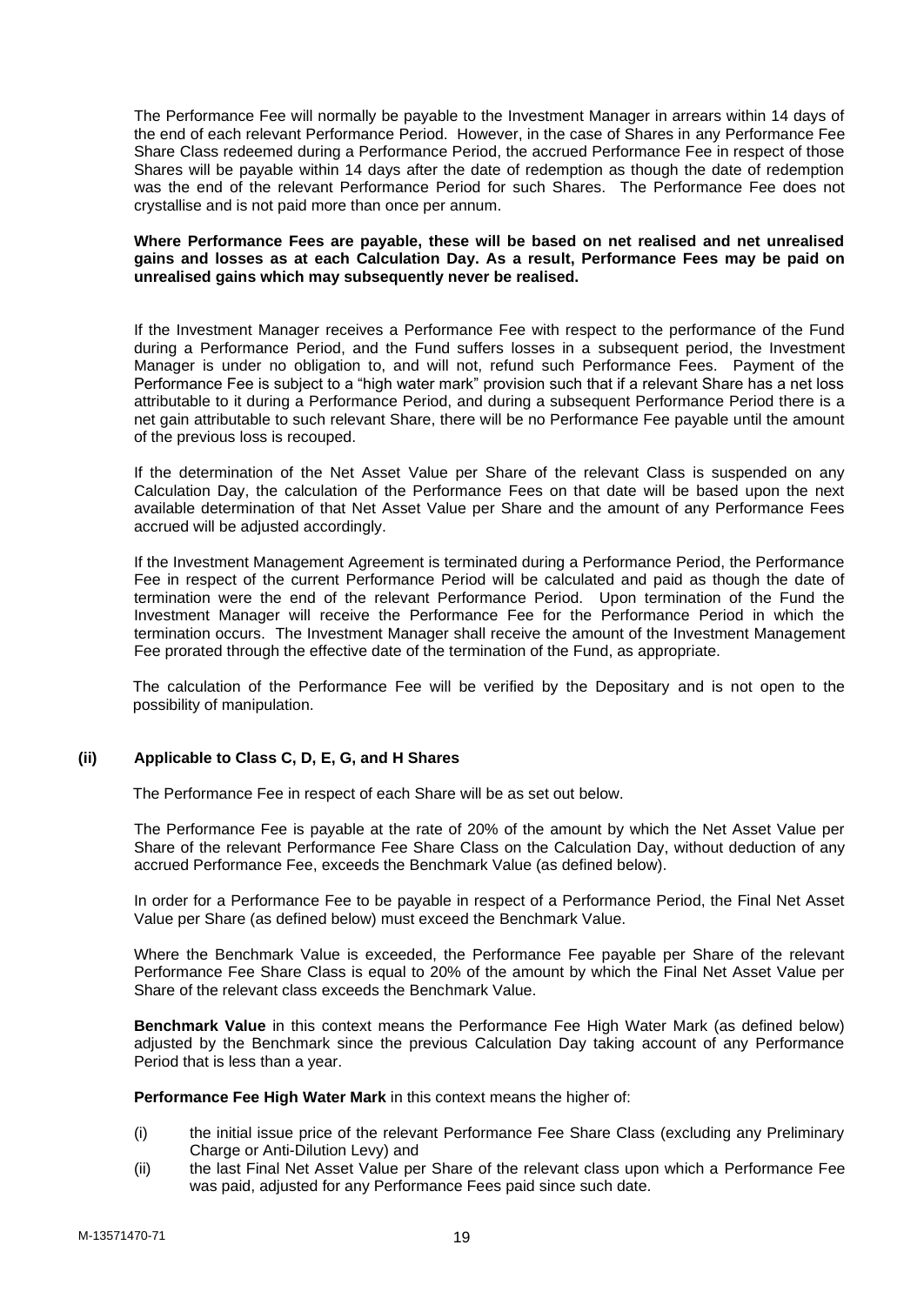The Performance Fee will normally be payable to the Investment Manager in arrears within 14 days of the end of each relevant Performance Period. However, in the case of Shares in any Performance Fee Share Class redeemed during a Performance Period, the accrued Performance Fee in respect of those Shares will be payable within 14 days after the date of redemption as though the date of redemption was the end of the relevant Performance Period for such Shares. The Performance Fee does not crystallise and is not paid more than once per annum.

**Where Performance Fees are payable, these will be based on net realised and net unrealised gains and losses as at each Calculation Day. As a result, Performance Fees may be paid on unrealised gains which may subsequently never be realised.**

If the Investment Manager receives a Performance Fee with respect to the performance of the Fund during a Performance Period, and the Fund suffers losses in a subsequent period, the Investment Manager is under no obligation to, and will not, refund such Performance Fees. Payment of the Performance Fee is subject to a "high water mark" provision such that if a relevant Share has a net loss attributable to it during a Performance Period, and during a subsequent Performance Period there is a net gain attributable to such relevant Share, there will be no Performance Fee payable until the amount of the previous loss is recouped.

If the determination of the Net Asset Value per Share of the relevant Class is suspended on any Calculation Day, the calculation of the Performance Fees on that date will be based upon the next available determination of that Net Asset Value per Share and the amount of any Performance Fees accrued will be adjusted accordingly.

If the Investment Management Agreement is terminated during a Performance Period, the Performance Fee in respect of the current Performance Period will be calculated and paid as though the date of termination were the end of the relevant Performance Period. Upon termination of the Fund the Investment Manager will receive the Performance Fee for the Performance Period in which the termination occurs. The Investment Manager shall receive the amount of the Investment Management Fee prorated through the effective date of the termination of the Fund, as appropriate.

The calculation of the Performance Fee will be verified by the Depositary and is not open to the possibility of manipulation.

### (ii) Applicable to Class C, D, E, G, and H Shares

The Performance Fee in respect of each Share will be as set out below.

The Performance Fee is payable at the rate of 20% of the amount by which the Net Asset Value per Share of the relevant Performance Fee Share Class on the Calculation Day, without deduction of any accrued Performance Fee, exceeds the Benchmark Value (as defined below).

In order for a Performance Fee to be payable in respect of a Performance Period, the Final Net Asset Value per Share (as defined below) must exceed the Benchmark Value.

Where the Benchmark Value is exceeded, the Performance Fee payable per Share of the relevant Performance Fee Share Class is equal to 20% of the amount by which the Final Net Asset Value per Share of the relevant class exceeds the Benchmark Value.

**Benchmark Value** in this context means the Performance Fee High Water Mark (as defined below) adjusted by the Benchmark since the previous Calculation Day taking account of any Performance Period that is less than a year.

**Performance Fee High Water Mark** in this context means the higher of:

(i) the initial issue price of the relevant Performance Fee Share Class (excluding any Preliminary Charge or Anti-Dilution Levy) and

(ii) the last Final Net Asset Value per Share of the relevant class upon which a Performance Fee was paid, adjusted for any Performance Fees paid since such date.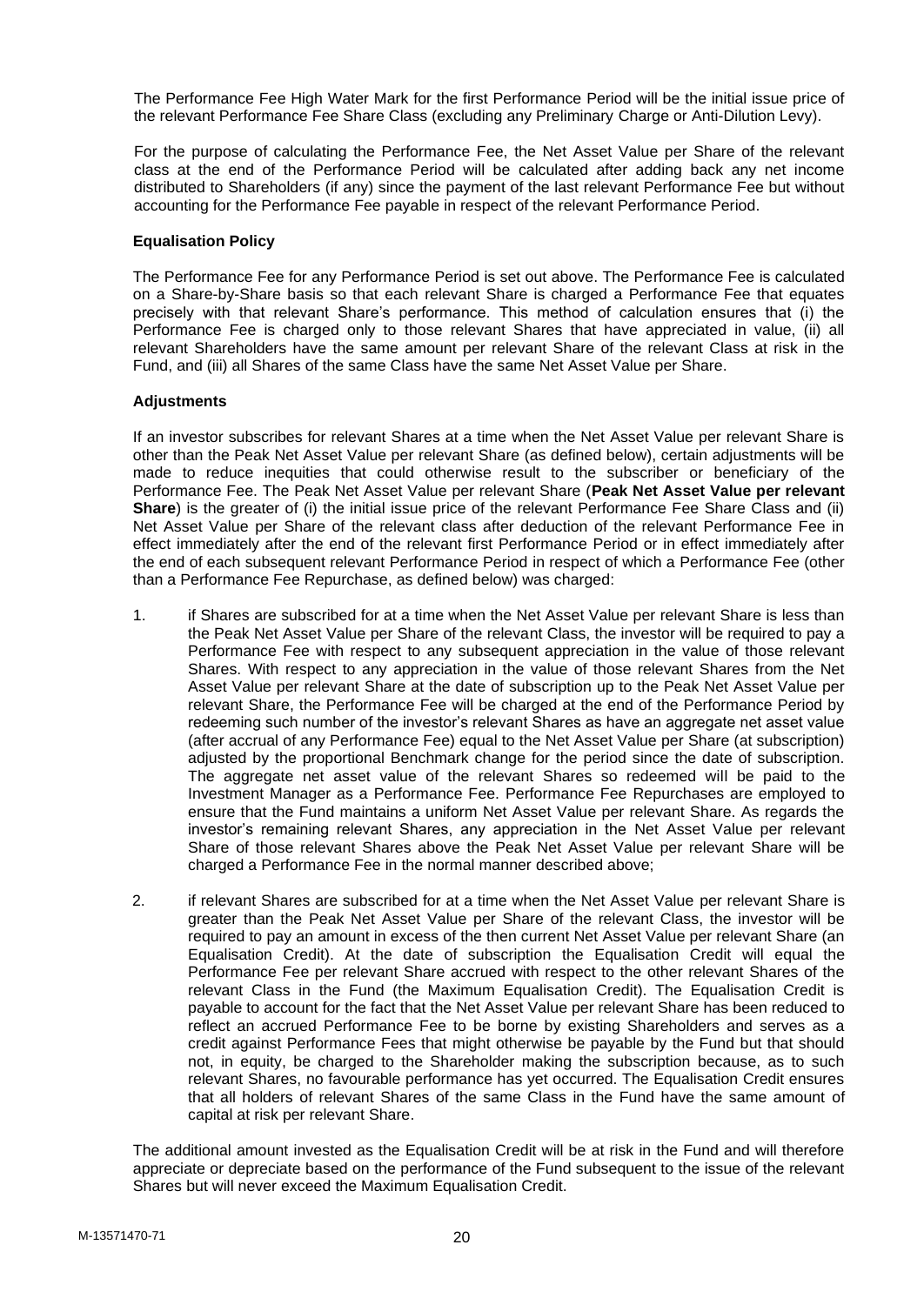The Performance Fee High Water Mark for the first Performance Period will be the initial issue price of the relevant Performance Fee Share Class (excluding any Preliminary Charge or Anti-Dilution Levy).

For the purpose of calculating the Performance Fee, the Net Asset Value per Share of the relevant class at the end of the Performance Period will be calculated after adding back any net income distributed to Shareholders (if any) since the payment of the last relevant Performance Fee but without accounting for the Performance Fee payable in respect of the relevant Performance Period.

**Equalisation Policy**

The Performance Fee for any Performance Period is set out above. The Performance Fee is calculated on a Share-by-Share basis so that each relevant Share is charged a Performance Fee that equates precisely with that relevant Share's performance. This method of calculation ensures that (i) the Performance Fee is charged only to those relevant Shares that have appreciated in value, (ii) all relevant Shareholders have the same amount per relevant Share of the relevant Class at risk in the Fund, and (iii) all Shares of the same Class have the same Net Asset Value per Share.

**Adjustments**

If an investor subscribes for relevant Shares at a time when the Net Asset Value per relevant Share is other than the Peak Net Asset Value per relevant Share (as defined below), certain adjustments will be made to reduce inequities that could otherwise result to the subscriber or beneficiary of the Performance Fee. The Peak Net Asset Value per relevant Share (**Peak Net Asset Value per relevant Share**) is the greater of (i) the initial issue price of the relevant Performance Fee Share Class and (ii) Net Asset Value per Share of the relevant class after deduction of the relevant Performance Fee in effect immediately after the end of the relevant first Performance Period or in effect immediately after the end of each subsequent relevant Performance Period in respect of which a Performance Fee (other than a Performance Fee Repurchase, as defined below) was charged:

1. if Shares are subscribed for at a time when the Net Asset Value per relevant Share is less than the Peak Net Asset Value per Share of the relevant Class, the investor will be required to pay a Performance Fee with respect to any subsequent appreciation in the value of those relevant Shares. With respect to any appreciation in the value of those relevant Shares from the Net Asset Value per relevant Share at the date of subscription up to the Peak Net Asset Value per relevant Share, the Performance Fee will be charged at the end of the Performance Period by redeeming such number of the investor's relevant Shares as have an aggregate net asset value (after accrual of any Performance Fee) equal to the Net Asset Value per Share (at subscription) adjusted by the proportional Benchmark change for the period since the date of subscription. The aggregate net asset value of the relevant Shares so redeemed will be paid to the Investment Manager as a Performance Fee. Performance Fee Repurchases are employed to ensure that the Fund maintains a uniform Net Asset Value per relevant Share. As regards the investor's remaining relevant Shares, any appreciation in the Net Asset Value per relevant Share of those relevant Shares above the Peak Net Asset Value per relevant Share will be charged a Performance Fee in the normal manner described above;

2. if relevant Shares are subscribed for at a time when the Net Asset Value per relevant Share is greater than the Peak Net Asset Value per Share of the relevant Class, the investor will be required to pay an amount in excess of the then current Net Asset Value per relevant Share (an Equalisation Credit). At the date of subscription the Equalisation Credit will equal the Performance Fee per relevant Share accrued with respect to the other relevant Shares of the relevant Class in the Fund (the Maximum Equalisation Credit). The Equalisation Credit is payable to account for the fact that the Net Asset Value per relevant Share has been reduced to reflect an accrued Performance Fee to be borne by existing Shareholders and serves as a credit against Performance Fees that might otherwise be payable by the Fund but that should not, in equity, be charged to the Shareholder making the subscription because, as to such relevant Shares, no favourable performance has yet occurred. The Equalisation Credit ensures that all holders of relevant Shares of the same Class in the Fund have the same amount of capital at risk per relevant Share.

The additional amount invested as the Equalisation Credit will be at risk in the Fund and will therefore appreciate or depreciate based on the performance of the Fund subsequent to the issue of the relevant Shares but will never exceed the Maximum Equalisation Credit.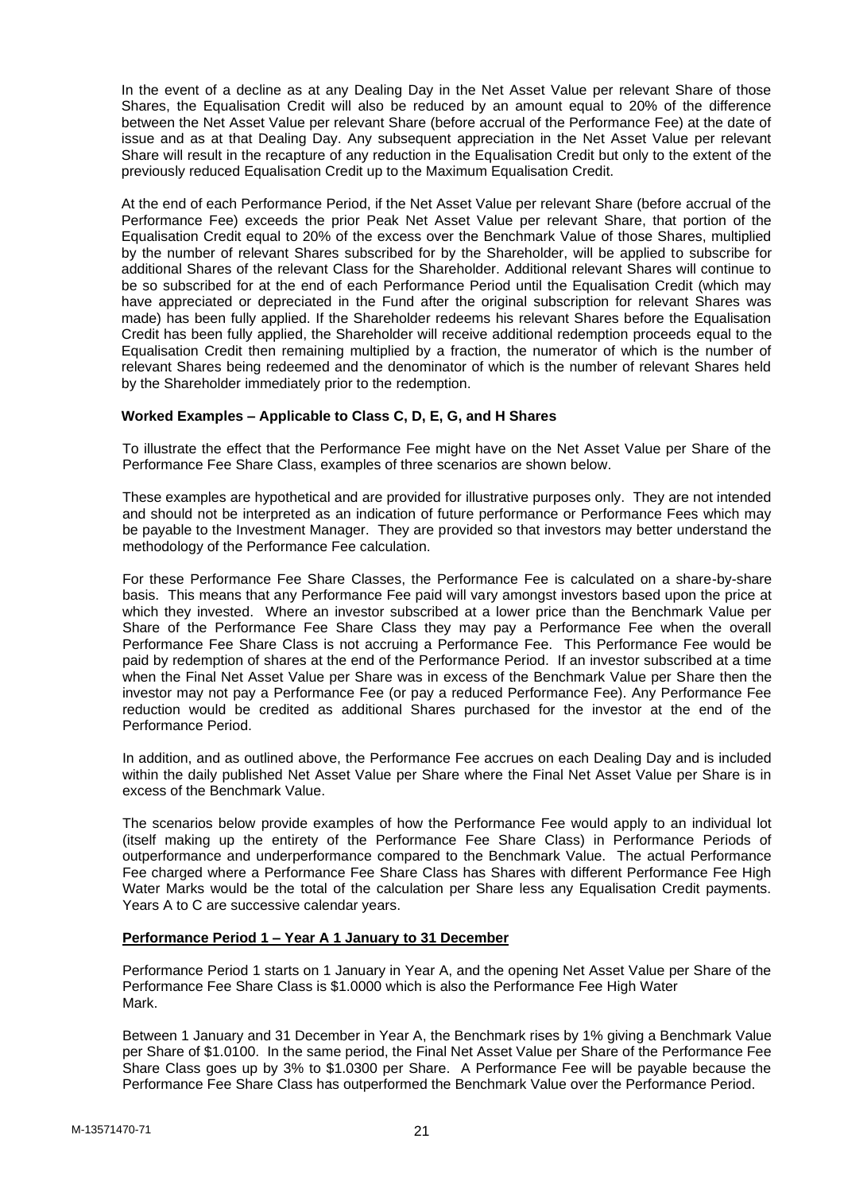In the event of a decline as at any Dealing Day in the Net Asset Value per relevant Share of those Shares, the Equalisation Credit will also be reduced by an amount equal to 20% of the difference between the Net Asset Value per relevant Share (before accrual of the Performance Fee) at the date of issue and as at that Dealing Day. Any subsequent appreciation in the Net Asset Value per relevant Share will result in the recapture of any reduction in the Equalisation Credit but only to the extent of the previously reduced Equalisation Credit up to the Maximum Equalisation Credit.

At the end of each Performance Period, if the Net Asset Value per relevant Share (before accrual of the Performance Fee) exceeds the prior Peak Net Asset Value per relevant Share, that portion of the Equalisation Credit equal to 20% of the excess over the Benchmark Value of those Shares, multiplied by the number of relevant Shares subscribed for by the Shareholder, will be applied to subscribe for additional Shares of the relevant Class for the Shareholder. Additional relevant Shares will continue to be so subscribed for at the end of each Performance Period until the Equalisation Credit (which may have appreciated or depreciated in the Fund after the original subscription for relevant Shares was made) has been fully applied. If the Shareholder redeems his relevant Shares before the Equalisation Credit has been fully applied, the Shareholder will receive additional redemption proceeds equal to the Equalisation Credit then remaining multiplied by a fraction, the numerator of which is the number of relevant Shares being redeemed and the denominator of which is the number of relevant Shares held by the Shareholder immediately prior to the redemption.

**Worked Examples – Applicable to Class C, D, E, G, and H Shares**

To illustrate the effect that the Performance Fee might have on the Net Asset Value per Share of the Performance Fee Share Class, examples of three scenarios are shown below.

These examples are hypothetical and are provided for illustrative purposes only. They are not intended and should not be interpreted as an indication of future performance or Performance Fees which may be payable to the Investment Manager. They are provided so that investors may better understand the methodology of the Performance Fee calculation.

For these Performance Fee Share Classes, the Performance Fee is calculated on a share-by-share basis. This means that any Performance Fee paid will vary amongst investors based upon the price at which they invested. Where an investor subscribed at a lower price than the Benchmark Value per Share of the Performance Fee Share Class they may pay a Performance Fee when the overall Performance Fee Share Class is not accruing a Performance Fee. This Performance Fee would be paid by redemption of shares at the end of the Performance Period. If an investor subscribed at a time when the Final Net Asset Value per Share was in excess of the Benchmark Value per Share then the investor may not pay a Performance Fee (or pay a reduced Performance Fee). Any Performance Fee reduction would be credited as additional Shares purchased for the investor at the end of the Performance Period.

In addition, and as outlined above, the Performance Fee accrues on each Dealing Day and is included within the daily published Net Asset Value per Share where the Final Net Asset Value per Share is in excess of the Benchmark Value.

The scenarios below provide examples of how the Performance Fee would apply to an individual lot (itself making up the entirety of the Performance Fee Share Class) in Performance Periods of outperformance and underperformance compared to the Benchmark Value. The actual Performance Fee charged where a Performance Fee Share Class has Shares with different Performance Fee High Water Marks would be the total of the calculation per Share less any Equalisation Credit payments. Years A to C are successive calendar years.

**<u>Performance Period 1 – Year A 1 January to 31 December</u>**

Performance Period 1 starts on 1 January in Year A, and the opening Net Asset Value per Share of the Performance Fee Share Class is $1.0000 which is also the Performance Fee High Water Mark.

Between 1 January and 31 December in Year A, the Benchmark rises by 1% giving a Benchmark Value per Share of $1.0100. In the same period, the Final Net Asset Value per Share of the Performance Fee Share Class goes up by 3% to $1.0300 per Share. A Performance Fee will be payable because the Performance Fee Share Class has outperformed the Benchmark Value over the Performance Period.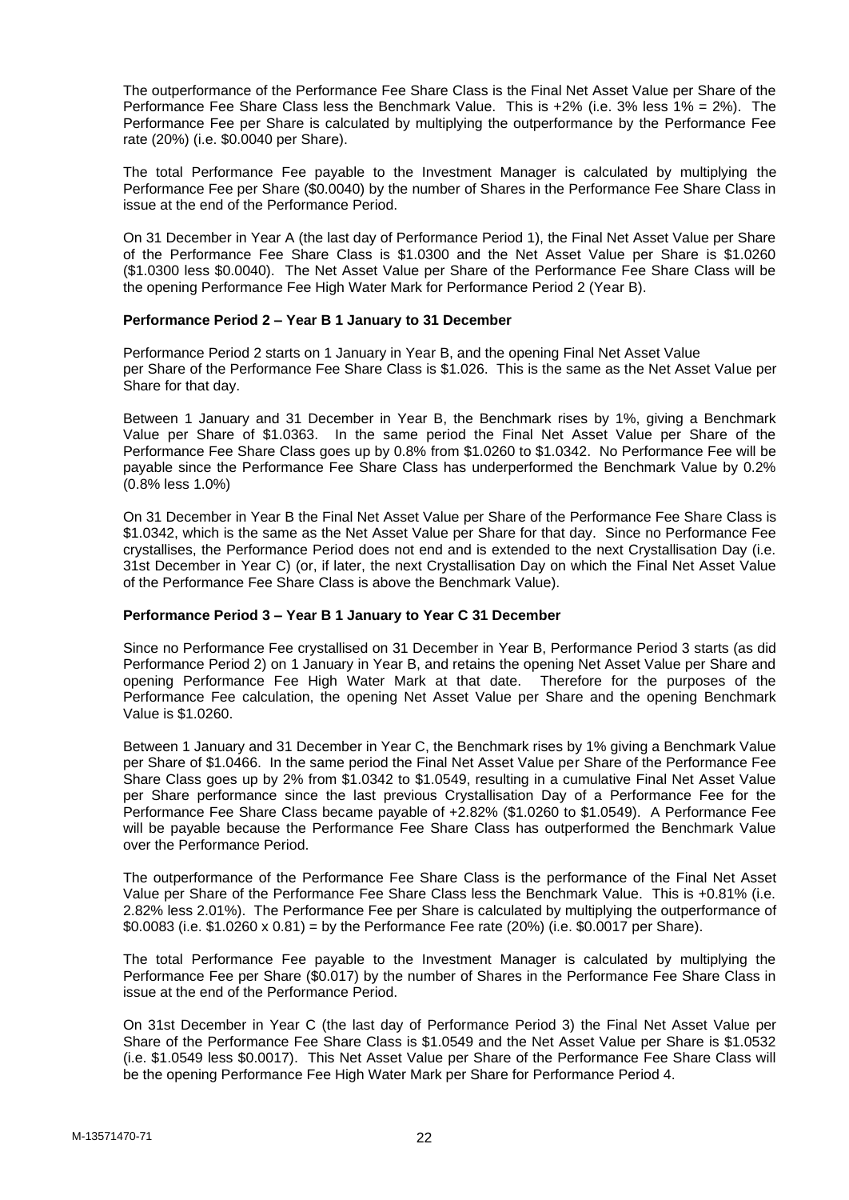The outperformance of the Performance Fee Share Class is the Final Net Asset Value per Share of the Performance Fee Share Class less the Benchmark Value. This is +2% (i.e. 3% less 1% = 2%). The Performance Fee per Share is calculated by multiplying the outperformance by the Performance Fee rate (20%) (i.e. $0.0040 per Share).

The total Performance Fee payable to the Investment Manager is calculated by multiplying the Performance Fee per Share ($0.0040) by the number of Shares in the Performance Fee Share Class in issue at the end of the Performance Period.

On 31 December in Year A (the last day of Performance Period 1), the Final Net Asset Value per Share of the Performance Fee Share Class is $1.0300 and the Net Asset Value per Share is $1.0260 ($1.0300 less $0.0040). The Net Asset Value per Share of the Performance Fee Share Class will be the opening Performance Fee High Water Mark for Performance Period 2 (Year B).

**Performance Period 2 – Year B 1 January to 31 December**

Performance Period 2 starts on 1 January in Year B, and the opening Final Net Asset Value per Share of the Performance Fee Share Class is $1.026. This is the same as the Net Asset Value per Share for that day.

Between 1 January and 31 December in Year B, the Benchmark rises by 1%, giving a Benchmark Value per Share of $1.0363. In the same period the Final Net Asset Value per Share of the Performance Fee Share Class goes up by 0.8% from $1.0260 to $1.0342. No Performance Fee will be payable since the Performance Fee Share Class has underperformed the Benchmark Value by 0.2% (0.8% less 1.0%)

On 31 December in Year B the Final Net Asset Value per Share of the Performance Fee Share Class is $1.0342, which is the same as the Net Asset Value per Share for that day. Since no Performance Fee crystallises, the Performance Period does not end and is extended to the next Crystallisation Day (i.e. 31st December in Year C) (or, if later, the next Crystallisation Day on which the Final Net Asset Value of the Performance Fee Share Class is above the Benchmark Value).

**Performance Period 3 – Year B 1 January to Year C 31 December**

Since no Performance Fee crystallised on 31 December in Year B, Performance Period 3 starts (as did Performance Period 2) on 1 January in Year B, and retains the opening Net Asset Value per Share and opening Performance Fee High Water Mark at that date. Therefore for the purposes of the Performance Fee calculation, the opening Net Asset Value per Share and the opening Benchmark Value is $1.0260.

Between 1 January and 31 December in Year C, the Benchmark rises by 1% giving a Benchmark Value per Share of $1.0466. In the same period the Final Net Asset Value per Share of the Performance Fee Share Class goes up by 2% from $1.0342 to $1.0549, resulting in a cumulative Final Net Asset Value per Share performance since the last previous Crystallisation Day of a Performance Fee for the Performance Fee Share Class became payable of +2.82% ($1.0260 to $1.0549). A Performance Fee will be payable because the Performance Fee Share Class has outperformed the Benchmark Value over the Performance Period.

The outperformance of the Performance Fee Share Class is the performance of the Final Net Asset Value per Share of the Performance Fee Share Class less the Benchmark Value. This is +0.81% (i.e. 2.82% less 2.01%). The Performance Fee per Share is calculated by multiplying the outperformance of $0.0083 (i.e. $1.0260 x 0.81) = by the Performance Fee rate (20%) (i.e. $0.0017 per Share).

The total Performance Fee payable to the Investment Manager is calculated by multiplying the Performance Fee per Share ($0.017) by the number of Shares in the Performance Fee Share Class in issue at the end of the Performance Period.

On 31st December in Year C (the last day of Performance Period 3) the Final Net Asset Value per Share of the Performance Fee Share Class is $1.0549 and the Net Asset Value per Share is $1.0532 (i.e. $1.0549 less $0.0017). This Net Asset Value per Share of the Performance Fee Share Class will be the opening Performance Fee High Water Mark per Share for Performance Period 4.

M-13571470-71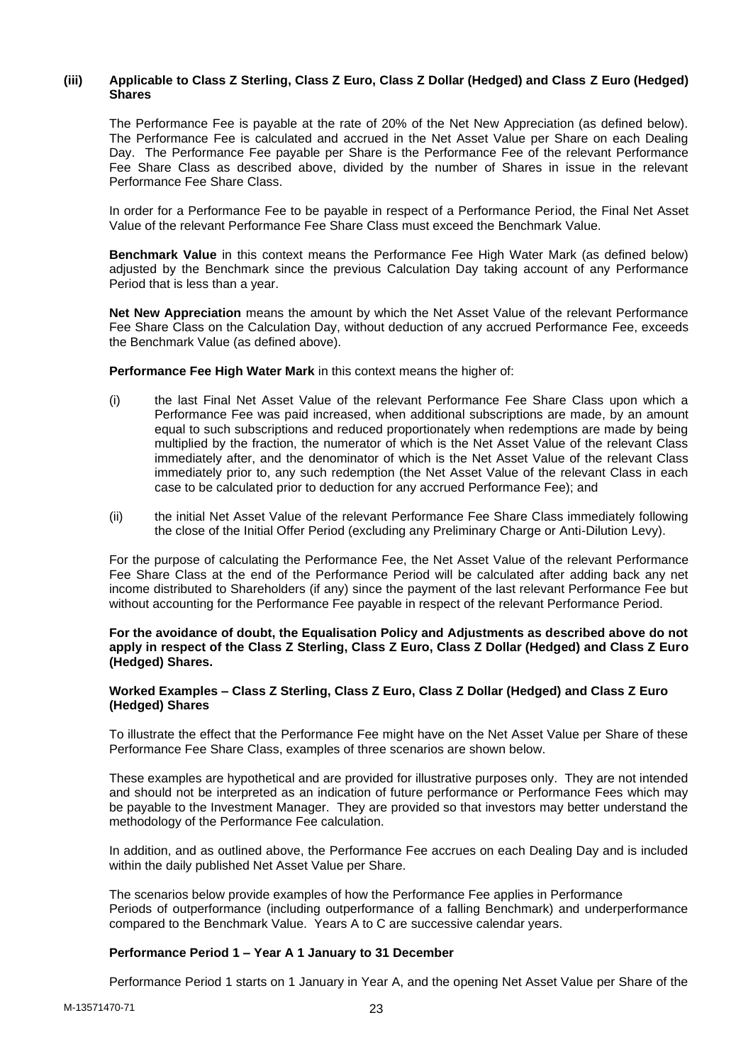### (iii) Applicable to Class Z Sterling, Class Z Euro, Class Z Dollar (Hedged) and Class Z Euro (Hedged) Shares

The Performance Fee is payable at the rate of 20% of the Net New Appreciation (as defined below). The Performance Fee is calculated and accrued in the Net Asset Value per Share on each Dealing Day. The Performance Fee payable per Share is the Performance Fee of the relevant Performance Fee Share Class as described above, divided by the number of Shares in issue in the relevant Performance Fee Share Class.

In order for a Performance Fee to be payable in respect of a Performance Period, the Final Net Asset Value of the relevant Performance Fee Share Class must exceed the Benchmark Value.

**Benchmark Value** in this context means the Performance Fee High Water Mark (as defined below) adjusted by the Benchmark since the previous Calculation Day taking account of any Performance Period that is less than a year.

**Net New Appreciation** means the amount by which the Net Asset Value of the relevant Performance Fee Share Class on the Calculation Day, without deduction of any accrued Performance Fee, exceeds the Benchmark Value (as defined above).

**Performance Fee High Water Mark** in this context means the higher of:

(i) the last Final Net Asset Value of the relevant Performance Fee Share Class upon which a Performance Fee was paid increased, when additional subscriptions are made, by an amount equal to such subscriptions and reduced proportionately when redemptions are made by being multiplied by the fraction, the numerator of which is the Net Asset Value of the relevant Class immediately after, and the denominator of which is the Net Asset Value of the relevant Class immediately prior to, any such redemption (the Net Asset Value of the relevant Class in each case to be calculated prior to deduction for any accrued Performance Fee); and

(ii) the initial Net Asset Value of the relevant Performance Fee Share Class immediately following the close of the Initial Offer Period (excluding any Preliminary Charge or Anti-Dilution Levy).

For the purpose of calculating the Performance Fee, the Net Asset Value of the relevant Performance Fee Share Class at the end of the Performance Period will be calculated after adding back any net income distributed to Shareholders (if any) since the payment of the last relevant Performance Fee but without accounting for the Performance Fee payable in respect of the relevant Performance Period.

**For the avoidance of doubt, the Equalisation Policy and Adjustments as described above do not apply in respect of the Class Z Sterling, Class Z Euro, Class Z Dollar (Hedged) and Class Z Euro (Hedged) Shares.**

**Worked Examples – Class Z Sterling, Class Z Euro, Class Z Dollar (Hedged) and Class Z Euro (Hedged) Shares**

To illustrate the effect that the Performance Fee might have on the Net Asset Value per Share of these Performance Fee Share Class, examples of three scenarios are shown below.

These examples are hypothetical and are provided for illustrative purposes only. They are not intended and should not be interpreted as an indication of future performance or Performance Fees which may be payable to the Investment Manager. They are provided so that investors may better understand the methodology of the Performance Fee calculation.

In addition, and as outlined above, the Performance Fee accrues on each Dealing Day and is included within the daily published Net Asset Value per Share.

The scenarios below provide examples of how the Performance Fee applies in Performance Periods of outperformance (including outperformance of a falling Benchmark) and underperformance compared to the Benchmark Value. Years A to C are successive calendar years.

**Performance Period 1 – Year A 1 January to 31 December**

Performance Period 1 starts on 1 January in Year A, and the opening Net Asset Value per Share of the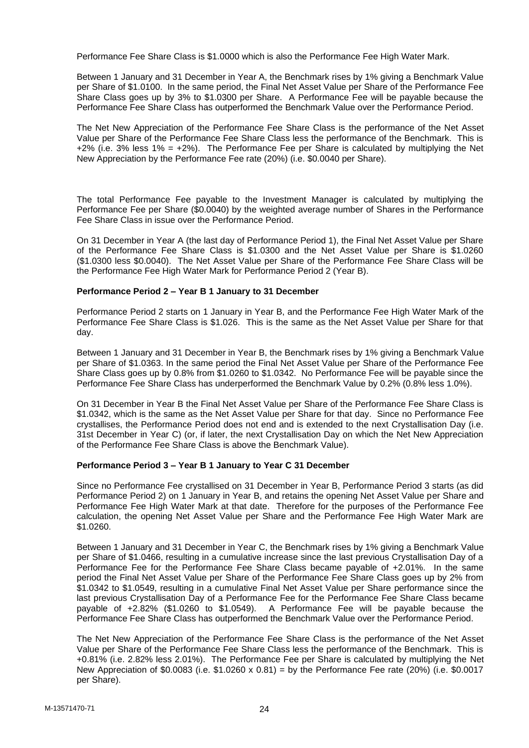Performance Fee Share Class is $1.0000 which is also the Performance Fee High Water Mark.

Between 1 January and 31 December in Year A, the Benchmark rises by 1% giving a Benchmark Value per Share of $1.0100. In the same period, the Final Net Asset Value per Share of the Performance Fee Share Class goes up by 3% to $1.0300 per Share. A Performance Fee will be payable because the Performance Fee Share Class has outperformed the Benchmark Value over the Performance Period.

The Net New Appreciation of the Performance Fee Share Class is the performance of the Net Asset Value per Share of the Performance Fee Share Class less the performance of the Benchmark. This is +2% (i.e. 3% less 1% = +2%). The Performance Fee per Share is calculated by multiplying the Net New Appreciation by the Performance Fee rate (20%) (i.e. $0.0040 per Share).

The total Performance Fee payable to the Investment Manager is calculated by multiplying the Performance Fee per Share ($0.0040) by the weighted average number of Shares in the Performance Fee Share Class in issue over the Performance Period.

On 31 December in Year A (the last day of Performance Period 1), the Final Net Asset Value per Share of the Performance Fee Share Class is $1.0300 and the Net Asset Value per Share is $1.0260 ($1.0300 less $0.0040). The Net Asset Value per Share of the Performance Fee Share Class will be the Performance Fee High Water Mark for Performance Period 2 (Year B).

**Performance Period 2 – Year B 1 January to 31 December**

Performance Period 2 starts on 1 January in Year B, and the Performance Fee High Water Mark of the Performance Fee Share Class is $1.026. This is the same as the Net Asset Value per Share for that day.

Between 1 January and 31 December in Year B, the Benchmark rises by 1% giving a Benchmark Value per Share of $1.0363. In the same period the Final Net Asset Value per Share of the Performance Fee Share Class goes up by 0.8% from $1.0260 to $1.0342. No Performance Fee will be payable since the Performance Fee Share Class has underperformed the Benchmark Value by 0.2% (0.8% less 1.0%).

On 31 December in Year B the Final Net Asset Value per Share of the Performance Fee Share Class is $1.0342, which is the same as the Net Asset Value per Share for that day. Since no Performance Fee crystallises, the Performance Period does not end and is extended to the next Crystallisation Day (i.e. 31st December in Year C) (or, if later, the next Crystallisation Day on which the Net New Appreciation of the Performance Fee Share Class is above the Benchmark Value).

**Performance Period 3 – Year B 1 January to Year C 31 December**

Since no Performance Fee crystallised on 31 December in Year B, Performance Period 3 starts (as did Performance Period 2) on 1 January in Year B, and retains the opening Net Asset Value per Share and Performance Fee High Water Mark at that date. Therefore for the purposes of the Performance Fee calculation, the opening Net Asset Value per Share and the Performance Fee High Water Mark are $1.0260.

Between 1 January and 31 December in Year C, the Benchmark rises by 1% giving a Benchmark Value per Share of $1.0466, resulting in a cumulative increase since the last previous Crystallisation Day of a Performance Fee for the Performance Fee Share Class became payable of +2.01%. In the same period the Final Net Asset Value per Share of the Performance Fee Share Class goes up by 2% from $1.0342 to $1.0549, resulting in a cumulative Final Net Asset Value per Share performance since the last previous Crystallisation Day of a Performance Fee for the Performance Fee Share Class became payable of +2.82% ($1.0260 to $1.0549). A Performance Fee will be payable because the Performance Fee Share Class has outperformed the Benchmark Value over the Performance Period.

The Net New Appreciation of the Performance Fee Share Class is the performance of the Net Asset Value per Share of the Performance Fee Share Class less the performance of the Benchmark. This is +0.81% (i.e. 2.82% less 2.01%). The Performance Fee per Share is calculated by multiplying the Net New Appreciation of $0.0083 (i.e. $1.0260 x 0.81) = by the Performance Fee rate (20%) (i.e. $0.0017 per Share).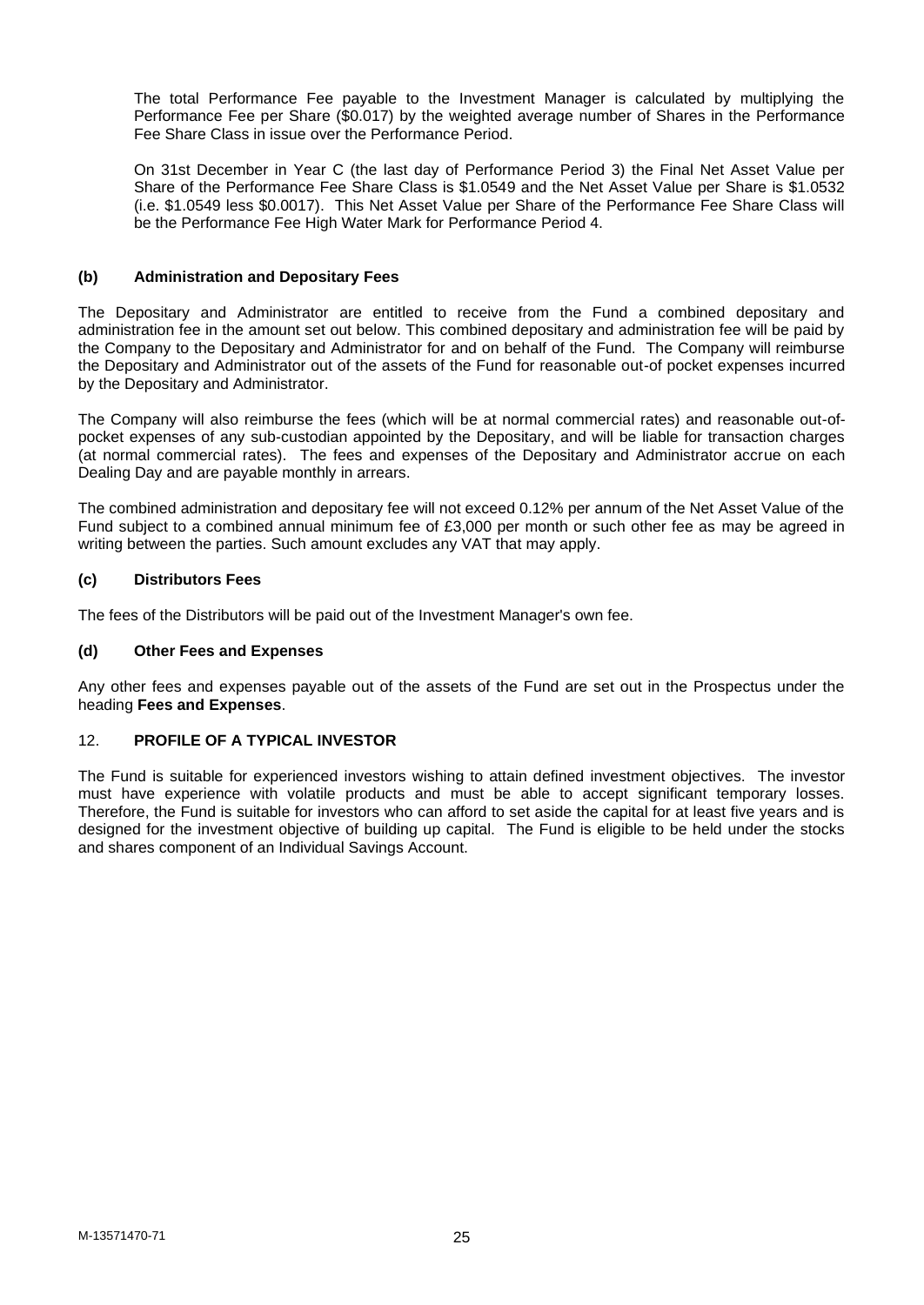The total Performance Fee payable to the Investment Manager is calculated by multiplying the Performance Fee per Share ($0.017) by the weighted average number of Shares in the Performance Fee Share Class in issue over the Performance Period.

On 31st December in Year C (the last day of Performance Period 3) the Final Net Asset Value per Share of the Performance Fee Share Class is $1.0549 and the Net Asset Value per Share is $1.0532 (i.e. $1.0549 less $0.0017). This Net Asset Value per Share of the Performance Fee Share Class will be the Performance Fee High Water Mark for Performance Period 4.

### (b) Administration and Depositary Fees

The Depositary and Administrator are entitled to receive from the Fund a combined depositary and administration fee in the amount set out below. This combined depositary and administration fee will be paid by the Company to the Depositary and Administrator for and on behalf of the Fund. The Company will reimburse the Depositary and Administrator out of the assets of the Fund for reasonable out-of pocket expenses incurred by the Depositary and Administrator.

The Company will also reimburse the fees (which will be at normal commercial rates) and reasonable out-of-pocket expenses of any sub-custodian appointed by the Depositary, and will be liable for transaction charges (at normal commercial rates). The fees and expenses of the Depositary and Administrator accrue on each Dealing Day and are payable monthly in arrears.

The combined administration and depositary fee will not exceed 0.12% per annum of the Net Asset Value of the Fund subject to a combined annual minimum fee of £3,000 per month or such other fee as may be agreed in writing between the parties. Such amount excludes any VAT that may apply.

### (c) Distributors Fees

The fees of the Distributors will be paid out of the Investment Manager's own fee.

### (d) Other Fees and Expenses

Any other fees and expenses payable out of the assets of the Fund are set out in the Prospectus under the heading **Fees and Expenses**.

## 12. PROFILE OF A TYPICAL INVESTOR

The Fund is suitable for experienced investors wishing to attain defined investment objectives. The investor must have experience with volatile products and must be able to accept significant temporary losses. Therefore, the Fund is suitable for investors who can afford to set aside the capital for at least five years and is designed for the investment objective of building up capital. The Fund is eligible to be held under the stocks and shares component of an Individual Savings Account.